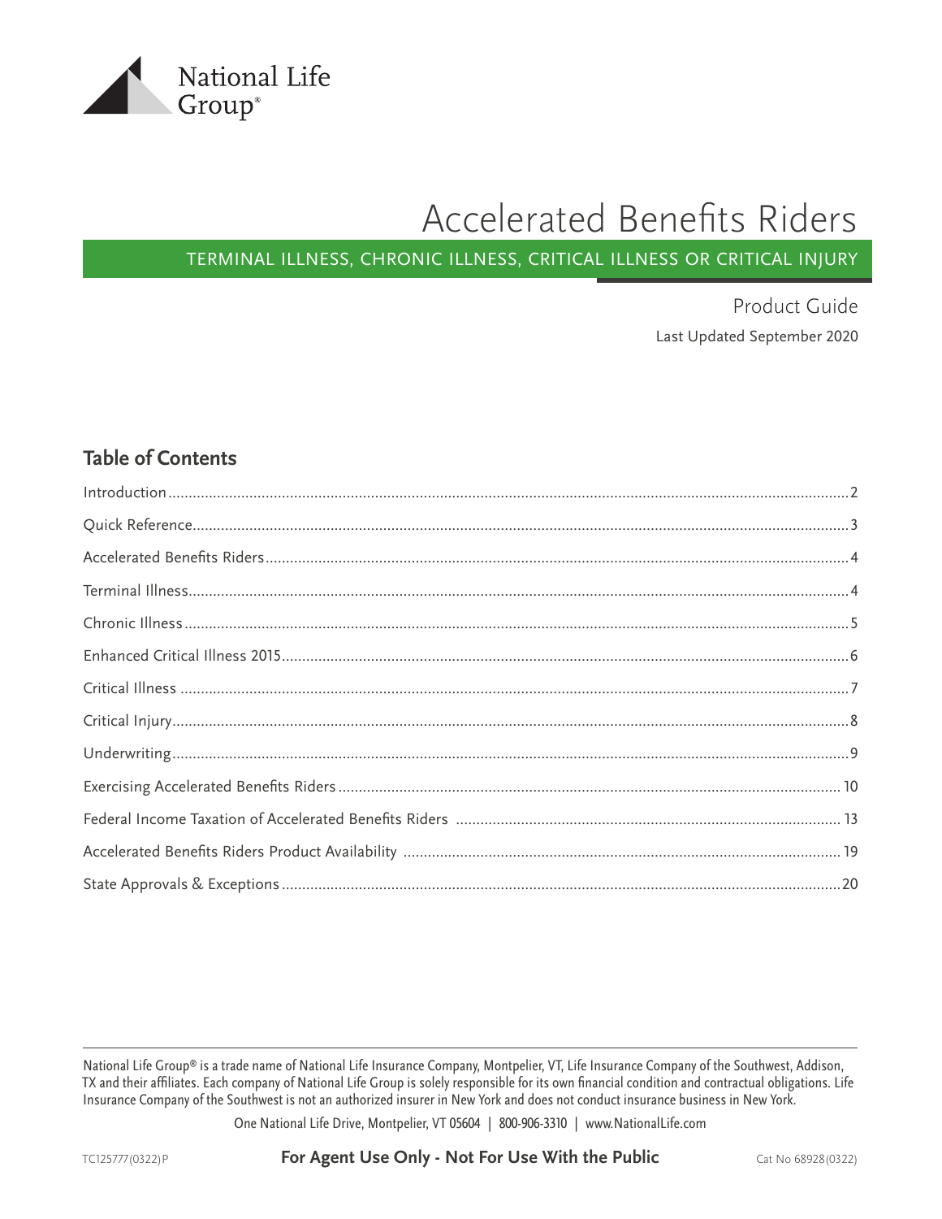National Life Group®

# Accelerated Benefits Riders

## TERMINAL ILLNESS, CHRONIC ILLNESS, CRITICAL ILLNESS OR CRITICAL INJURY

Product Guide

Last Updated September 2020

## Table of Contents

| | |
|---|---|
| Introduction | 2 |
| Quick Reference | 3 |
| Accelerated Benefits Riders | 4 |
| Terminal Illness | 4 |
| Chronic Illness | 5 |
| Enhanced Critical Illness 2015 | 6 |
| Critical Illness | 7 |
| Critical Injury | 8 |
| Underwriting | 9 |
| Exercising Accelerated Benefits Riders | 10 |
| Federal Income Taxation of Accelerated Benefits Riders | 13 |
| Accelerated Benefits Riders Product Availability | 19 |
| State Approvals & Exceptions | 20 |

National Life Group® is a trade name of National Life Insurance Company, Montpelier, VT, Life Insurance Company of the Southwest, Addison, TX and their affiliates. Each company of National Life Group is solely responsible for its own financial condition and contractual obligations. Life Insurance Company of the Southwest is not an authorized insurer in New York and does not conduct insurance business in New York.

One National Life Drive, Montpelier, VT 05604 | 800-906-3310 | www.NationalLife.com

TC125777(0322)P

**For Agent Use Only - Not For Use With the Public**

Cat No 68928(0322)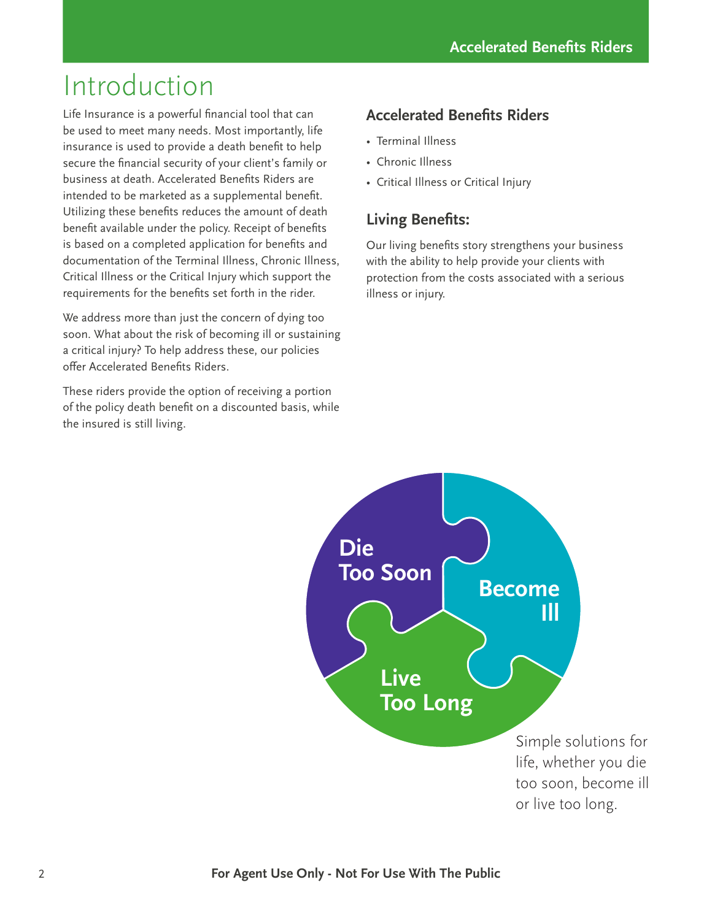# Introduction

Life Insurance is a powerful financial tool that can be used to meet many needs. Most importantly, life insurance is used to provide a death benefit to help secure the financial security of your client's family or business at death. Accelerated Benefits Riders are intended to be marketed as a supplemental benefit. Utilizing these benefits reduces the amount of death benefit available under the policy. Receipt of benefits is based on a completed application for benefits and documentation of the Terminal Illness, Chronic Illness, Critical Illness or the Critical Injury which support the requirements for the benefits set forth in the rider.

We address more than just the concern of dying too soon. What about the risk of becoming ill or sustaining a critical injury? To help address these, our policies offer Accelerated Benefits Riders.

These riders provide the option of receiving a portion of the policy death benefit on a discounted basis, while the insured is still living.

## Accelerated Benefits Riders

- Terminal Illness
- Chronic Illness
- Critical Illness or Critical Injury

## Living Benefits:

Our living benefits story strengthens your business with the ability to help provide your clients with protection from the costs associated with a serious illness or injury.

Die Too Soon

Become Ill

Live Too Long

Simple solutions for life, whether you die too soon, become ill or live too long.

**For Agent Use Only - Not For Use With The Public**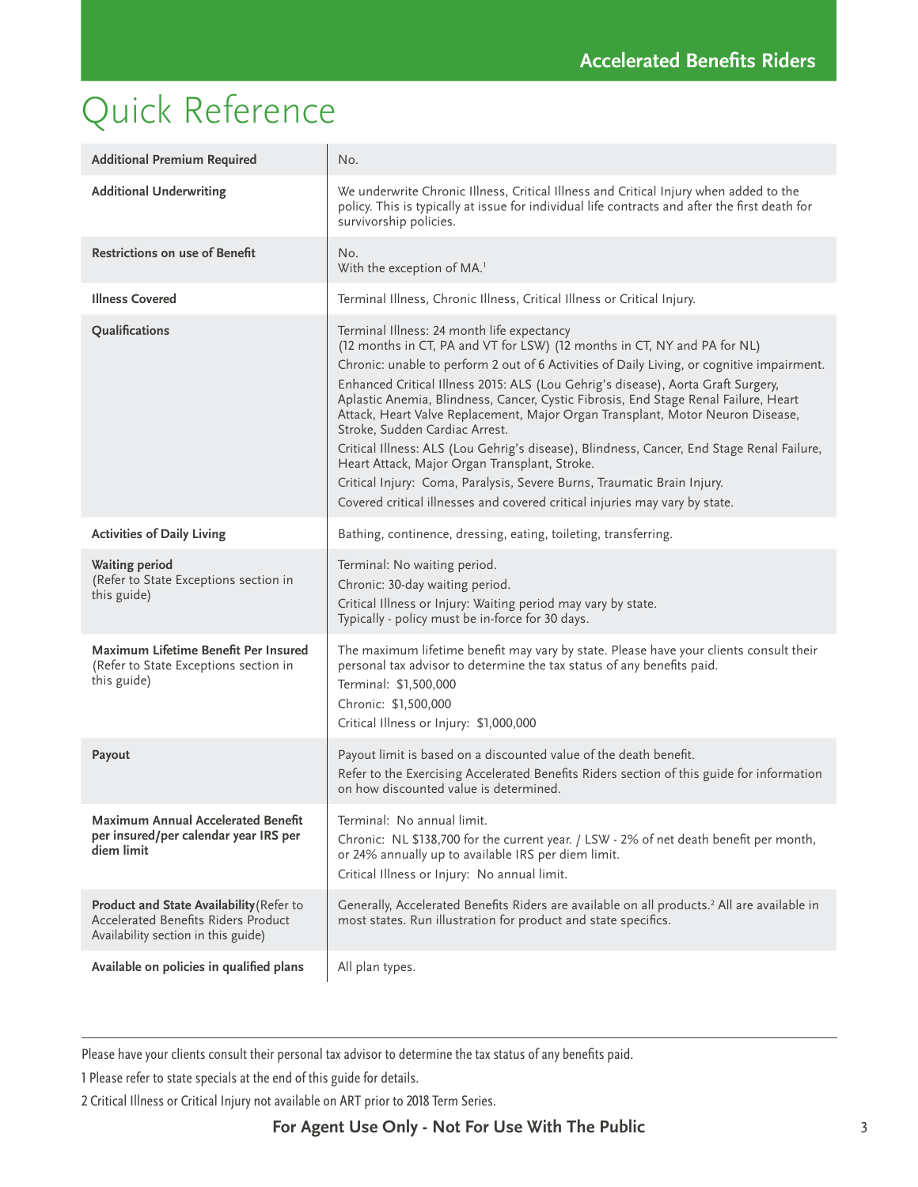# Quick Reference

| | |
|---|---|
| **Additional Premium Required** | No. |
| **Additional Underwriting** | We underwrite Chronic Illness, Critical Illness and Critical Injury when added to the policy. This is typically at issue for individual life contracts and after the first death for survivorship policies. |
| **Restrictions on use of Benefit** | No.<br>With the exception of MA.[1] |
| **Illness Covered** | Terminal Illness, Chronic Illness, Critical Illness or Critical Injury. |
| **Qualifications** | Terminal Illness: 24 month life expectancy (12 months in CT, PA and VT for LSW) (12 months in CT, NY and PA for NL)<br>Chronic: unable to perform 2 out of 6 Activities of Daily Living, or cognitive impairment.<br>Enhanced Critical Illness 2015: ALS (Lou Gehrig's disease), Aorta Graft Surgery, Aplastic Anemia, Blindness, Cancer, Cystic Fibrosis, End Stage Renal Failure, Heart Attack, Heart Valve Replacement, Major Organ Transplant, Motor Neuron Disease, Stroke, Sudden Cardiac Arrest.<br>Critical Illness: ALS (Lou Gehrig's disease), Blindness, Cancer, End Stage Renal Failure, Heart Attack, Major Organ Transplant, Stroke.<br>Critical Injury: Coma, Paralysis, Severe Burns, Traumatic Brain Injury.<br>Covered critical illnesses and covered critical injuries may vary by state. |
| **Activities of Daily Living** | Bathing, continence, dressing, eating, toileting, transferring. |
| **Waiting period** (Refer to State Exceptions section in this guide) | Terminal: No waiting period.<br>Chronic: 30-day waiting period.<br>Critical Illness or Injury: Waiting period may vary by state. Typically - policy must be in-force for 30 days. |
| **Maximum Lifetime Benefit Per Insured** (Refer to State Exceptions section in this guide) | The maximum lifetime benefit may vary by state. Please have your clients consult their personal tax advisor to determine the tax status of any benefits paid.<br>Terminal: $1,500,000<br>Chronic: $1,500,000<br>Critical Illness or Injury: $1,000,000 |
| **Payout** | Payout limit is based on a discounted value of the death benefit.<br>Refer to the Exercising Accelerated Benefits Riders section of this guide for information on how discounted value is determined. |
| **Maximum Annual Accelerated Benefit per insured/per calendar year IRS per diem limit** | Terminal: No annual limit.<br>Chronic: NL $138,700 for the current year. / LSW - 2% of net death benefit per month, or 24% annually up to available IRS per diem limit.<br>Critical Illness or Injury: No annual limit. |
| **Product and State Availability** (Refer to Accelerated Benefits Riders Product Availability section in this guide) | Generally, Accelerated Benefits Riders are available on all products.[2] All are available in most states. Run illustration for product and state specifics. |
| **Available on policies in qualified plans** | All plan types. |

Please have your clients consult their personal tax advisor to determine the tax status of any benefits paid.

1 Please refer to state specials at the end of this guide for details.

2 Critical Illness or Critical Injury not available on ART prior to 2018 Term Series.

**For Agent Use Only - Not For Use With The Public**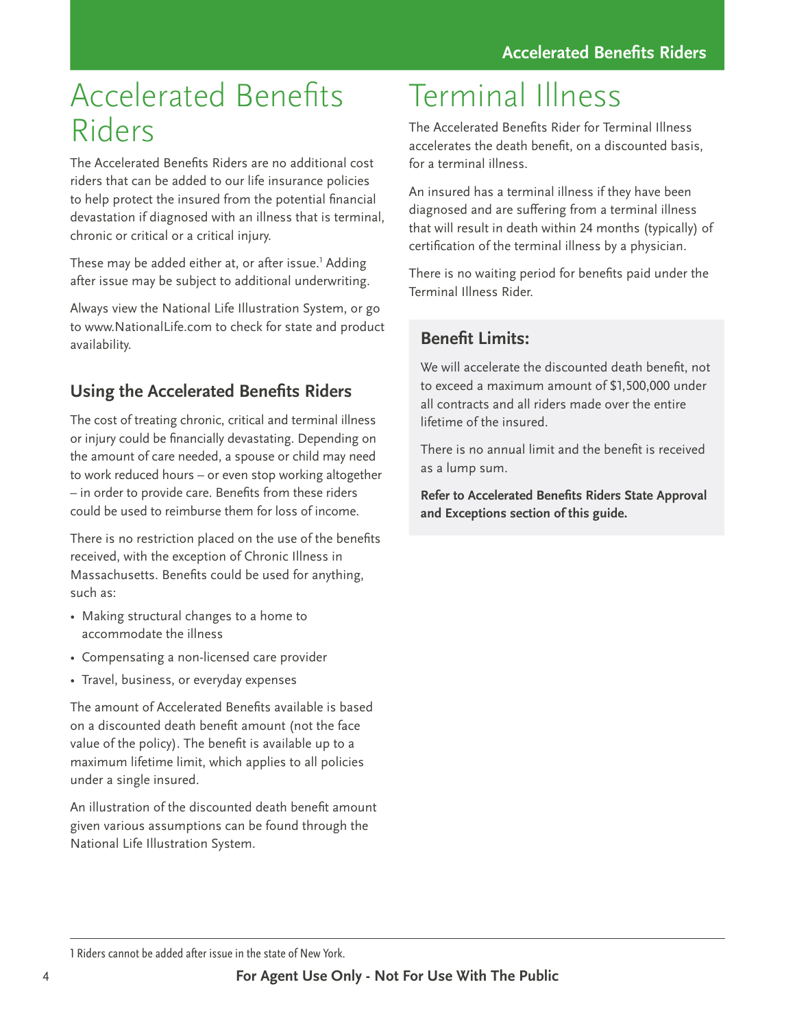# Accelerated Benefits Riders

The Accelerated Benefits Riders are no additional cost riders that can be added to our life insurance policies to help protect the insured from the potential financial devastation if diagnosed with an illness that is terminal, chronic or critical or a critical injury.

These may be added either at, or after issue.[1] Adding after issue may be subject to additional underwriting.

Always view the National Life Illustration System, or go to www.NationalLife.com to check for state and product availability.

## Using the Accelerated Benefits Riders

The cost of treating chronic, critical and terminal illness or injury could be financially devastating. Depending on the amount of care needed, a spouse or child may need to work reduced hours – or even stop working altogether – in order to provide care. Benefits from these riders could be used to reimburse them for loss of income.

There is no restriction placed on the use of the benefits received, with the exception of Chronic Illness in Massachusetts. Benefits could be used for anything, such as:

- Making structural changes to a home to accommodate the illness
- Compensating a non-licensed care provider
- Travel, business, or everyday expenses

The amount of Accelerated Benefits available is based on a discounted death benefit amount (not the face value of the policy). The benefit is available up to a maximum lifetime limit, which applies to all policies under a single insured.

An illustration of the discounted death benefit amount given various assumptions can be found through the National Life Illustration System.

# Terminal Illness

The Accelerated Benefits Rider for Terminal Illness accelerates the death benefit, on a discounted basis, for a terminal illness.

An insured has a terminal illness if they have been diagnosed and are suffering from a terminal illness that will result in death within 24 months (typically) of certification of the terminal illness by a physician.

There is no waiting period for benefits paid under the Terminal Illness Rider.

## Benefit Limits:

We will accelerate the discounted death benefit, not to exceed a maximum amount of $1,500,000 under all contracts and all riders made over the entire lifetime of the insured.

There is no annual limit and the benefit is received as a lump sum.

**Refer to Accelerated Benefits Riders State Approval and Exceptions section of this guide.**

1 Riders cannot be added after issue in the state of New York.

**For Agent Use Only - Not For Use With The Public**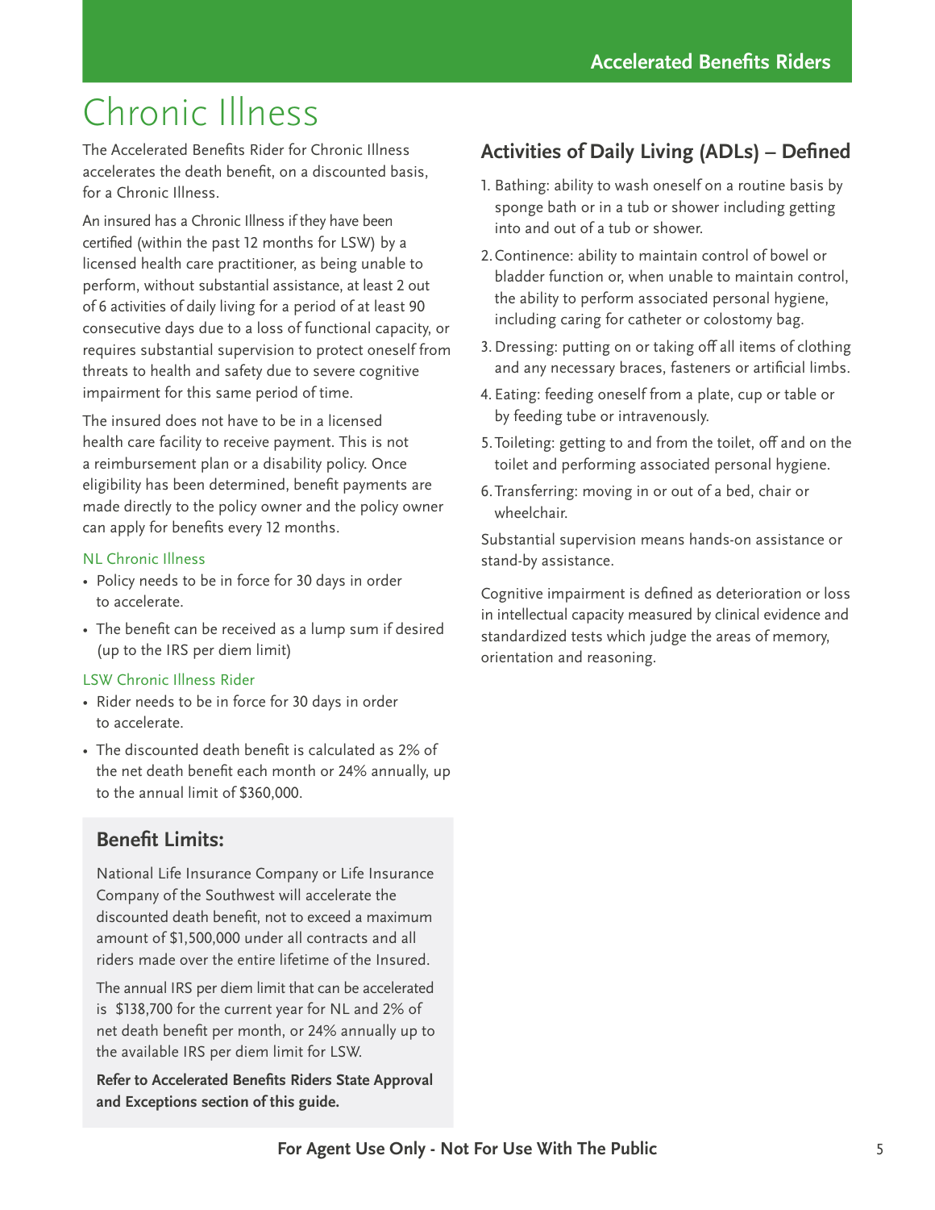# Chronic Illness

The Accelerated Benefits Rider for Chronic Illness accelerates the death benefit, on a discounted basis, for a Chronic Illness.

An insured has a Chronic Illness if they have been certified (within the past 12 months for LSW) by a licensed health care practitioner, as being unable to perform, without substantial assistance, at least 2 out of 6 activities of daily living for a period of at least 90 consecutive days due to a loss of functional capacity, or requires substantial supervision to protect oneself from threats to health and safety due to severe cognitive impairment for this same period of time.

The insured does not have to be in a licensed health care facility to receive payment. This is not a reimbursement plan or a disability policy. Once eligibility has been determined, benefit payments are made directly to the policy owner and the policy owner can apply for benefits every 12 months.

### NL Chronic Illness

- Policy needs to be in force for 30 days in order to accelerate.
- The benefit can be received as a lump sum if desired (up to the IRS per diem limit)

### LSW Chronic Illness Rider

- Rider needs to be in force for 30 days in order to accelerate.
- The discounted death benefit is calculated as 2% of the net death benefit each month or 24% annually, up to the annual limit of $360,000.

## Benefit Limits:

National Life Insurance Company or Life Insurance Company of the Southwest will accelerate the discounted death benefit, not to exceed a maximum amount of $1,500,000 under all contracts and all riders made over the entire lifetime of the Insured.

The annual IRS per diem limit that can be accelerated is $138,700 for the current year for NL and 2% of net death benefit per month, or 24% annually up to the available IRS per diem limit for LSW.

**Refer to Accelerated Benefits Riders State Approval and Exceptions section of this guide.**

## Activities of Daily Living (ADLs) – Defined

1. Bathing: ability to wash oneself on a routine basis by sponge bath or in a tub or shower including getting into and out of a tub or shower.
2. Continence: ability to maintain control of bowel or bladder function or, when unable to maintain control, the ability to perform associated personal hygiene, including caring for catheter or colostomy bag.
3. Dressing: putting on or taking off all items of clothing and any necessary braces, fasteners or artificial limbs.
4. Eating: feeding oneself from a plate, cup or table or by feeding tube or intravenously.
5. Toileting: getting to and from the toilet, off and on the toilet and performing associated personal hygiene.
6. Transferring: moving in or out of a bed, chair or wheelchair.

Substantial supervision means hands-on assistance or stand-by assistance.

Cognitive impairment is defined as deterioration or loss in intellectual capacity measured by clinical evidence and standardized tests which judge the areas of memory, orientation and reasoning.

**For Agent Use Only - Not For Use With The Public**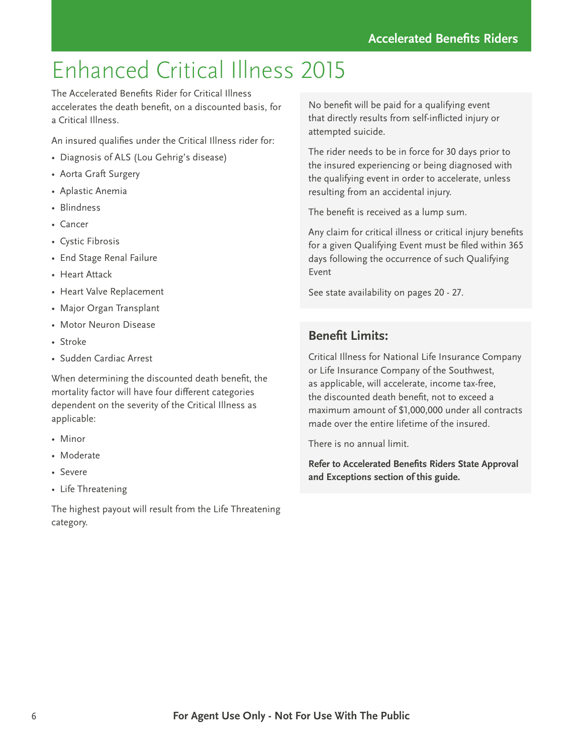# Enhanced Critical Illness 2015

The Accelerated Benefits Rider for Critical Illness accelerates the death benefit, on a discounted basis, for a Critical Illness.

An insured qualifies under the Critical Illness rider for:

- Diagnosis of ALS (Lou Gehrig's disease)
- Aorta Graft Surgery
- Aplastic Anemia
- Blindness
- Cancer
- Cystic Fibrosis
- End Stage Renal Failure
- Heart Attack
- Heart Valve Replacement
- Major Organ Transplant
- Motor Neuron Disease
- Stroke
- Sudden Cardiac Arrest

When determining the discounted death benefit, the mortality factor will have four different categories dependent on the severity of the Critical Illness as applicable:

- Minor
- Moderate
- Severe
- Life Threatening

The highest payout will result from the Life Threatening category.

No benefit will be paid for a qualifying event that directly results from self-inflicted injury or attempted suicide.

The rider needs to be in force for 30 days prior to the insured experiencing or being diagnosed with the qualifying event in order to accelerate, unless resulting from an accidental injury.

The benefit is received as a lump sum.

Any claim for critical illness or critical injury benefits for a given Qualifying Event must be filed within 365 days following the occurrence of such Qualifying Event

See state availability on pages 20 - 27.

## Benefit Limits:

Critical Illness for National Life Insurance Company or Life Insurance Company of the Southwest, as applicable, will accelerate, income tax-free, the discounted death benefit, not to exceed a maximum amount of $1,000,000 under all contracts made over the entire lifetime of the insured.

There is no annual limit.

**Refer to Accelerated Benefits Riders State Approval and Exceptions section of this guide.**

**For Agent Use Only - Not For Use With The Public**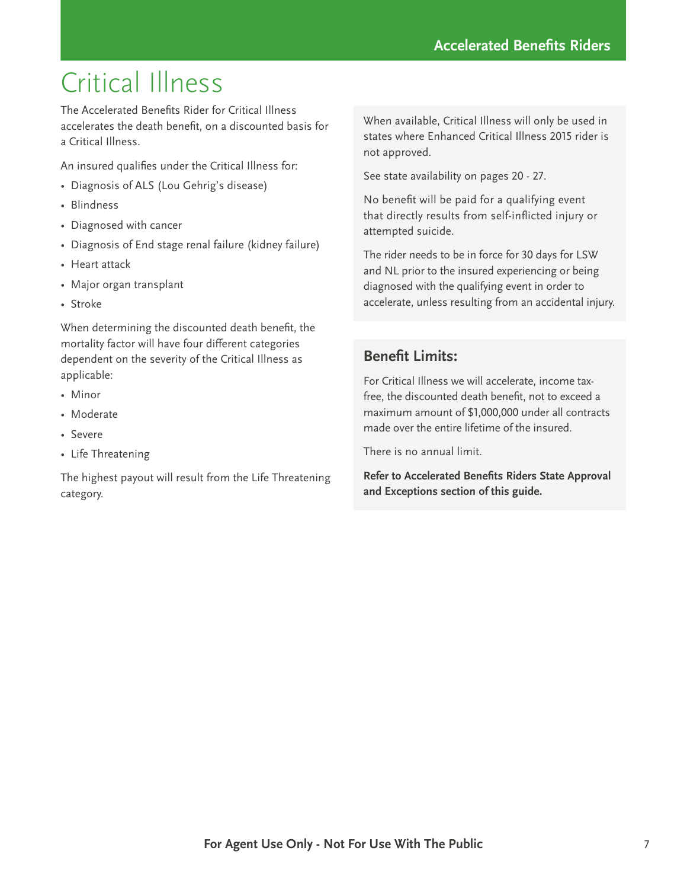# Critical Illness

The Accelerated Benefits Rider for Critical Illness accelerates the death benefit, on a discounted basis for a Critical Illness.

An insured qualifies under the Critical Illness for:

- Diagnosis of ALS (Lou Gehrig's disease)
- Blindness
- Diagnosed with cancer
- Diagnosis of End stage renal failure (kidney failure)
- Heart attack
- Major organ transplant
- Stroke

When determining the discounted death benefit, the mortality factor will have four different categories dependent on the severity of the Critical Illness as applicable:

- Minor
- Moderate
- Severe
- Life Threatening

The highest payout will result from the Life Threatening category.

When available, Critical Illness will only be used in states where Enhanced Critical Illness 2015 rider is not approved.

See state availability on pages 20 - 27.

No benefit will be paid for a qualifying event that directly results from self-inflicted injury or attempted suicide.

The rider needs to be in force for 30 days for LSW and NL prior to the insured experiencing or being diagnosed with the qualifying event in order to accelerate, unless resulting from an accidental injury.

## Benefit Limits:

For Critical Illness we will accelerate, income tax-free, the discounted death benefit, not to exceed a maximum amount of $1,000,000 under all contracts made over the entire lifetime of the insured.

There is no annual limit.

**Refer to Accelerated Benefits Riders State Approval and Exceptions section of this guide.**

**For Agent Use Only - Not For Use With The Public**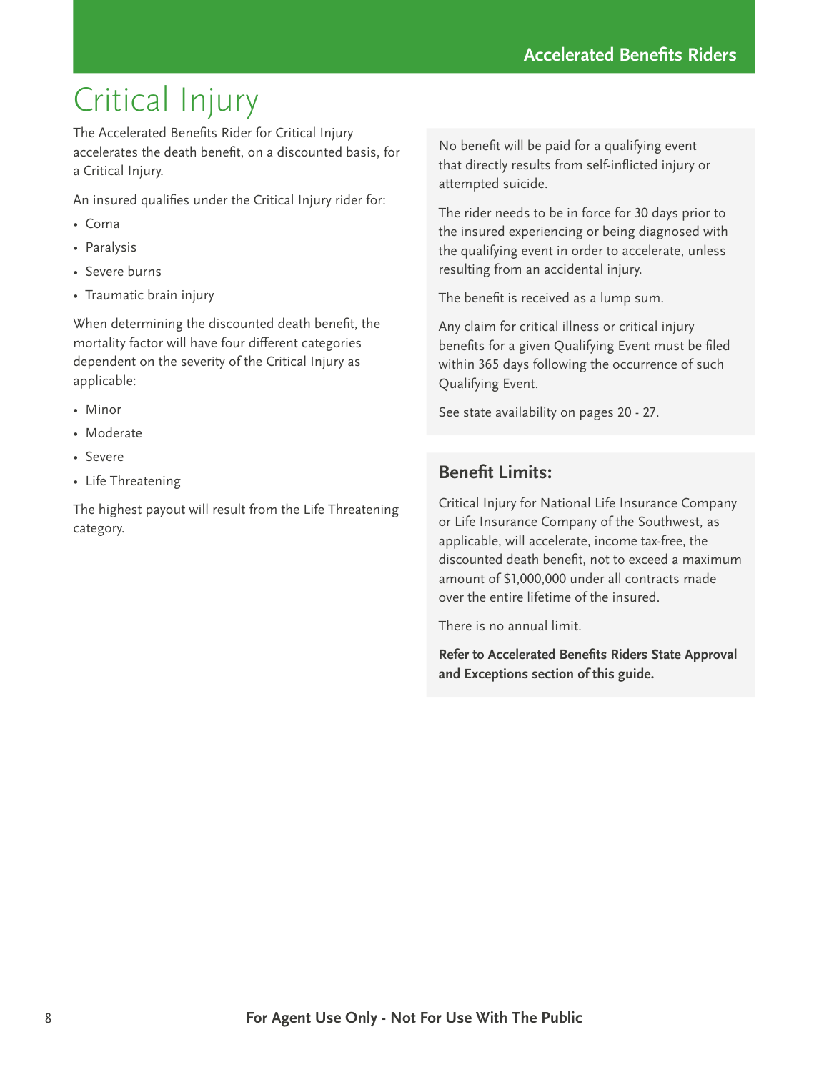# Critical Injury

The Accelerated Benefits Rider for Critical Injury accelerates the death benefit, on a discounted basis, for a Critical Injury.

An insured qualifies under the Critical Injury rider for:

- Coma
- Paralysis
- Severe burns
- Traumatic brain injury

When determining the discounted death benefit, the mortality factor will have four different categories dependent on the severity of the Critical Injury as applicable:

- Minor
- Moderate
- Severe
- Life Threatening

The highest payout will result from the Life Threatening category.

No benefit will be paid for a qualifying event that directly results from self-inflicted injury or attempted suicide.

The rider needs to be in force for 30 days prior to the insured experiencing or being diagnosed with the qualifying event in order to accelerate, unless resulting from an accidental injury.

The benefit is received as a lump sum.

Any claim for critical illness or critical injury benefits for a given Qualifying Event must be filed within 365 days following the occurrence of such Qualifying Event.

See state availability on pages 20 - 27.

## Benefit Limits:

Critical Injury for National Life Insurance Company or Life Insurance Company of the Southwest, as applicable, will accelerate, income tax-free, the discounted death benefit, not to exceed a maximum amount of $1,000,000 under all contracts made over the entire lifetime of the insured.

There is no annual limit.

**Refer to Accelerated Benefits Riders State Approval and Exceptions section of this guide.**

**For Agent Use Only - Not For Use With The Public**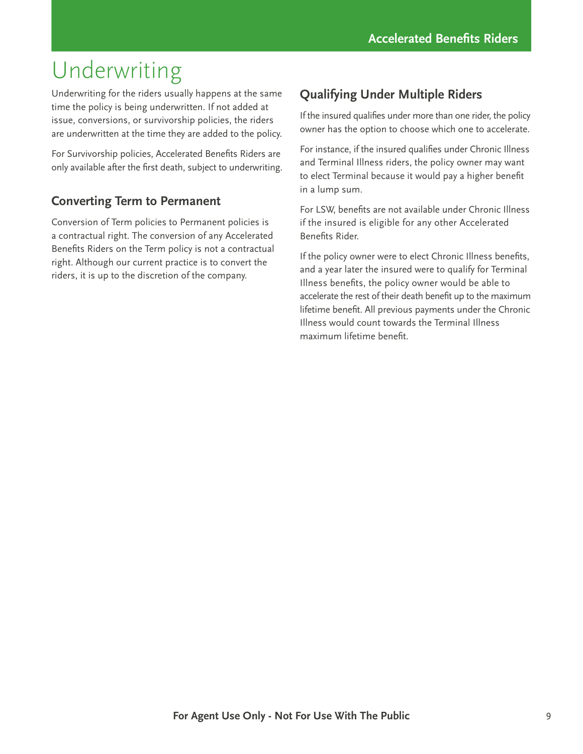# Underwriting

Underwriting for the riders usually happens at the same time the policy is being underwritten. If not added at issue, conversions, or survivorship policies, the riders are underwritten at the time they are added to the policy.

For Survivorship policies, Accelerated Benefits Riders are only available after the first death, subject to underwriting.

## Converting Term to Permanent

Conversion of Term policies to Permanent policies is a contractual right. The conversion of any Accelerated Benefits Riders on the Term policy is not a contractual right. Although our current practice is to convert the riders, it is up to the discretion of the company.

## Qualifying Under Multiple Riders

If the insured qualifies under more than one rider, the policy owner has the option to choose which one to accelerate.

For instance, if the insured qualifies under Chronic Illness and Terminal Illness riders, the policy owner may want to elect Terminal because it would pay a higher benefit in a lump sum.

For LSW, benefits are not available under Chronic Illness if the insured is eligible for any other Accelerated Benefits Rider.

If the policy owner were to elect Chronic Illness benefits, and a year later the insured were to qualify for Terminal Illness benefits, the policy owner would be able to accelerate the rest of their death benefit up to the maximum lifetime benefit. All previous payments under the Chronic Illness would count towards the Terminal Illness maximum lifetime benefit.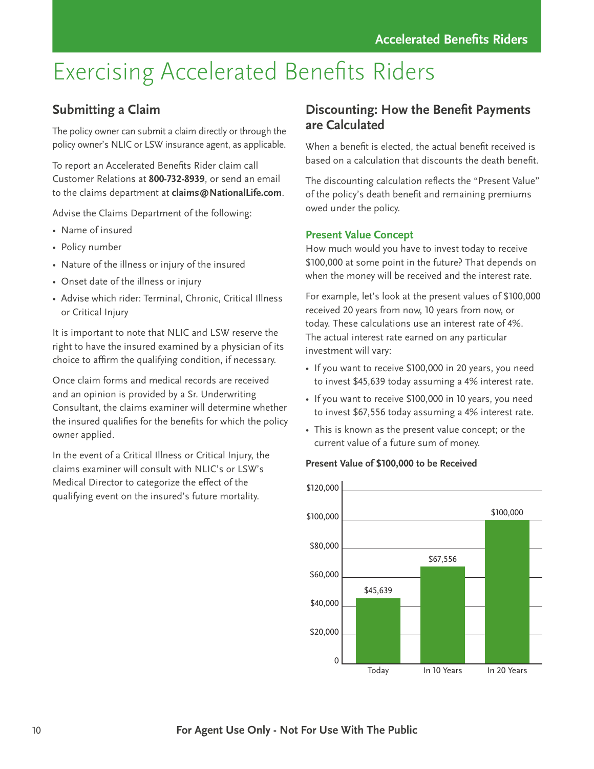# Exercising Accelerated Benefits Riders

## Submitting a Claim

The policy owner can submit a claim directly or through the policy owner's NLIC or LSW insurance agent, as applicable.

To report an Accelerated Benefits Rider claim call Customer Relations at **800-732-8939**, or send an email to the claims department at **claims@NationalLife.com**.

Advise the Claims Department of the following:

- Name of insured
- Policy number
- Nature of the illness or injury of the insured
- Onset date of the illness or injury
- Advise which rider: Terminal, Chronic, Critical Illness or Critical Injury

It is important to note that NLIC and LSW reserve the right to have the insured examined by a physician of its choice to affirm the qualifying condition, if necessary.

Once claim forms and medical records are received and an opinion is provided by a Sr. Underwriting Consultant, the claims examiner will determine whether the insured qualifies for the benefits for which the policy owner applied.

In the event of a Critical Illness or Critical Injury, the claims examiner will consult with NLIC's or LSW's Medical Director to categorize the effect of the qualifying event on the insured's future mortality.

## Discounting: How the Benefit Payments are Calculated

When a benefit is elected, the actual benefit received is based on a calculation that discounts the death benefit.

The discounting calculation reflects the "Present Value" of the policy's death benefit and remaining premiums owed under the policy.

### Present Value Concept

How much would you have to invest today to receive $100,000 at some point in the future? That depends on when the money will be received and the interest rate.

For example, let's look at the present values of $100,000 received 20 years from now, 10 years from now, or today. These calculations use an interest rate of 4%. The actual interest rate earned on any particular investment will vary:

- If you want to receive $100,000 in 20 years, you need to invest $45,639 today assuming a 4% interest rate.
- If you want to receive $100,000 in 10 years, you need to invest $67,556 today assuming a 4% interest rate.
- This is known as the present value concept; or the current value of a future sum of money.

**Present Value of $100,000 to be Received**

| | Today | In 10 Years | In 20 Years |
|---|---|---|---|
| Value | $45,639 | $67,556 | $100,000 |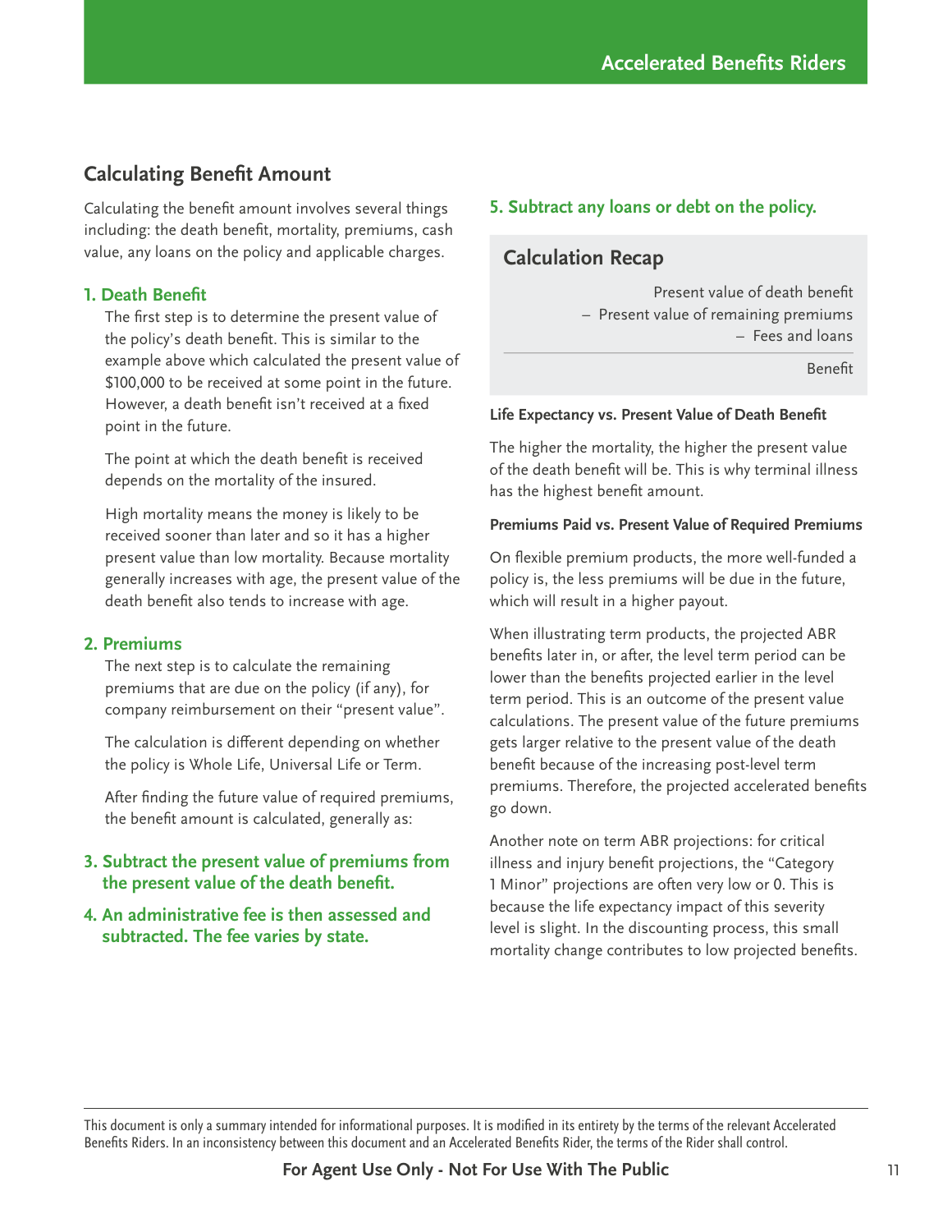## Calculating Benefit Amount

Calculating the benefit amount involves several things including: the death benefit, mortality, premiums, cash value, any loans on the policy and applicable charges.

### 1. Death Benefit

The first step is to determine the present value of the policy's death benefit. This is similar to the example above which calculated the present value of $100,000 to be received at some point in the future. However, a death benefit isn't received at a fixed point in the future.

The point at which the death benefit is received depends on the mortality of the insured.

High mortality means the money is likely to be received sooner than later and so it has a higher present value than low mortality. Because mortality generally increases with age, the present value of the death benefit also tends to increase with age.

### 2. Premiums

The next step is to calculate the remaining premiums that are due on the policy (if any), for company reimbursement on their "present value".

The calculation is different depending on whether the policy is Whole Life, Universal Life or Term.

After finding the future value of required premiums, the benefit amount is calculated, generally as:

### 3. Subtract the present value of premiums from the present value of the death benefit.

### 4. An administrative fee is then assessed and subtracted. The fee varies by state.

### 5. Subtract any loans or debt on the policy.

### Calculation Recap

Present value of death benefit
– Present value of remaining premiums
– Fees and loans

---

Benefit

**Life Expectancy vs. Present Value of Death Benefit**

The higher the mortality, the higher the present value of the death benefit will be. This is why terminal illness has the highest benefit amount.

**Premiums Paid vs. Present Value of Required Premiums**

On flexible premium products, the more well-funded a policy is, the less premiums will be due in the future, which will result in a higher payout.

When illustrating term products, the projected ABR benefits later in, or after, the level term period can be lower than the benefits projected earlier in the level term period. This is an outcome of the present value calculations. The present value of the future premiums gets larger relative to the present value of the death benefit because of the increasing post-level term premiums. Therefore, the projected accelerated benefits go down.

Another note on term ABR projections: for critical illness and injury benefit projections, the "Category 1 Minor" projections are often very low or 0. This is because the life expectancy impact of this severity level is slight. In the discounting process, this small mortality change contributes to low projected benefits.

This document is only a summary intended for informational purposes. It is modified in its entirety by the terms of the relevant Accelerated Benefits Riders. In an inconsistency between this document and an Accelerated Benefits Rider, the terms of the Rider shall control.

**For Agent Use Only - Not For Use With The Public**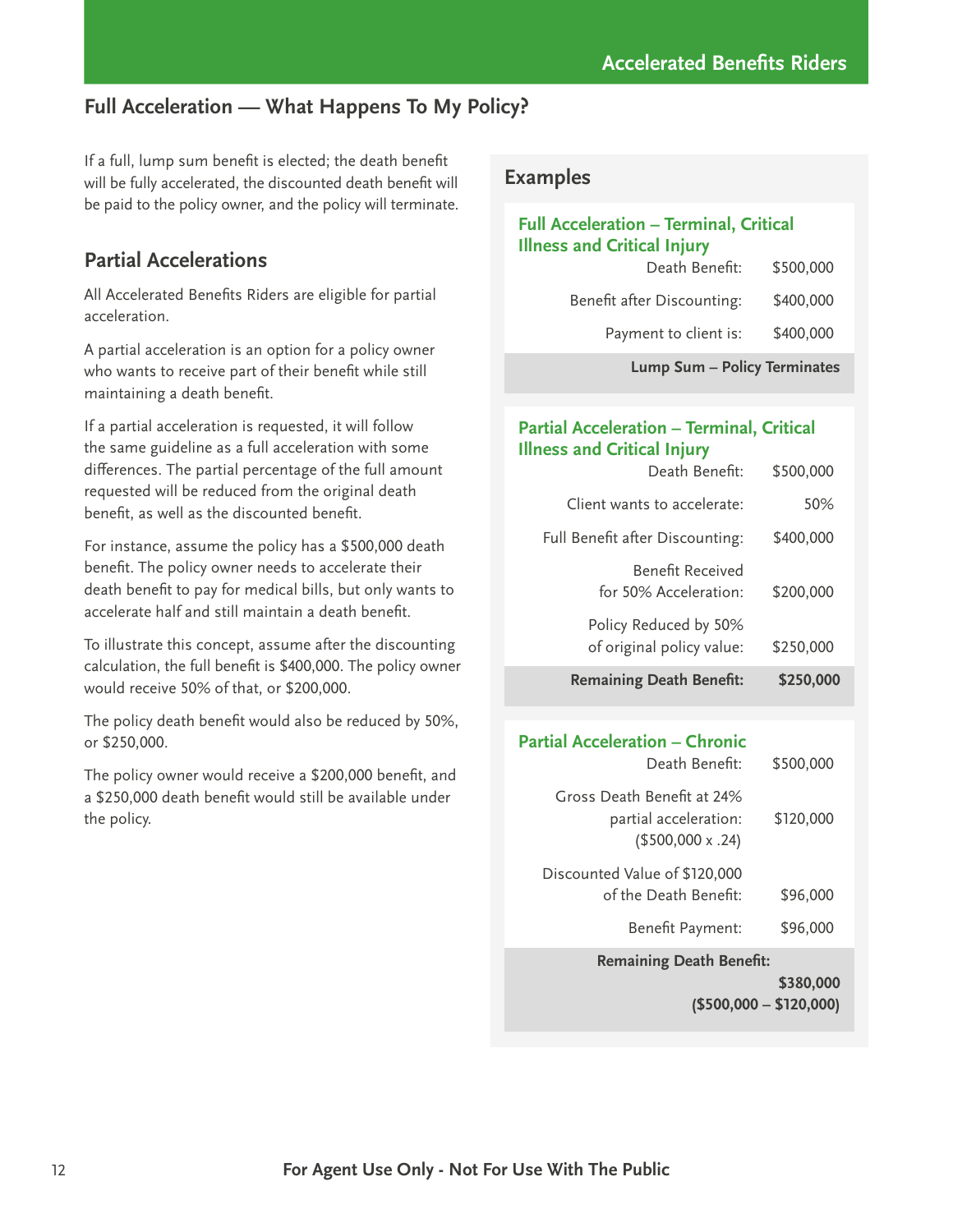## Full Acceleration — What Happens To My Policy?

If a full, lump sum benefit is elected; the death benefit will be fully accelerated, the discounted death benefit will be paid to the policy owner, and the policy will terminate.

### Partial Accelerations

All Accelerated Benefits Riders are eligible for partial acceleration.

A partial acceleration is an option for a policy owner who wants to receive part of their benefit while still maintaining a death benefit.

If a partial acceleration is requested, it will follow the same guideline as a full acceleration with some differences. The partial percentage of the full amount requested will be reduced from the original death benefit, as well as the discounted benefit.

For instance, assume the policy has a $500,000 death benefit. The policy owner needs to accelerate their death benefit to pay for medical bills, but only wants to accelerate half and still maintain a death benefit.

To illustrate this concept, assume after the discounting calculation, the full benefit is $400,000. The policy owner would receive 50% of that, or $200,000.

The policy death benefit would also be reduced by 50%, or $250,000.

The policy owner would receive a $200,000 benefit, and a $250,000 death benefit would still be available under the policy.

## Examples

### Full Acceleration – Terminal, Critical Illness and Critical Injury

| | |
|---|---|
| Death Benefit: | $500,000 |
| Benefit after Discounting: | $400,000 |
| Payment to client is: | $400,000 |
| **Lump Sum – Policy Terminates** | |

### Partial Acceleration – Terminal, Critical Illness and Critical Injury

| | |
|---|---|
| Death Benefit: | $500,000 |
| Client wants to accelerate: | 50% |
| Full Benefit after Discounting: | $400,000 |
| Benefit Received for 50% Acceleration: | $200,000 |
| Policy Reduced by 50% of original policy value: | $250,000 |
| **Remaining Death Benefit:** | **$250,000** |

### Partial Acceleration – Chronic

| | |
|---|---|
| Death Benefit: | $500,000 |
| Gross Death Benefit at 24% partial acceleration: ($500,000 x .24) | $120,000 |
| Discounted Value of $120,000 of the Death Benefit: | $96,000 |
| Benefit Payment: | $96,000 |
| **Remaining Death Benefit:** | **$380,000 ($500,000 – $120,000)** |

**For Agent Use Only - Not For Use With The Public**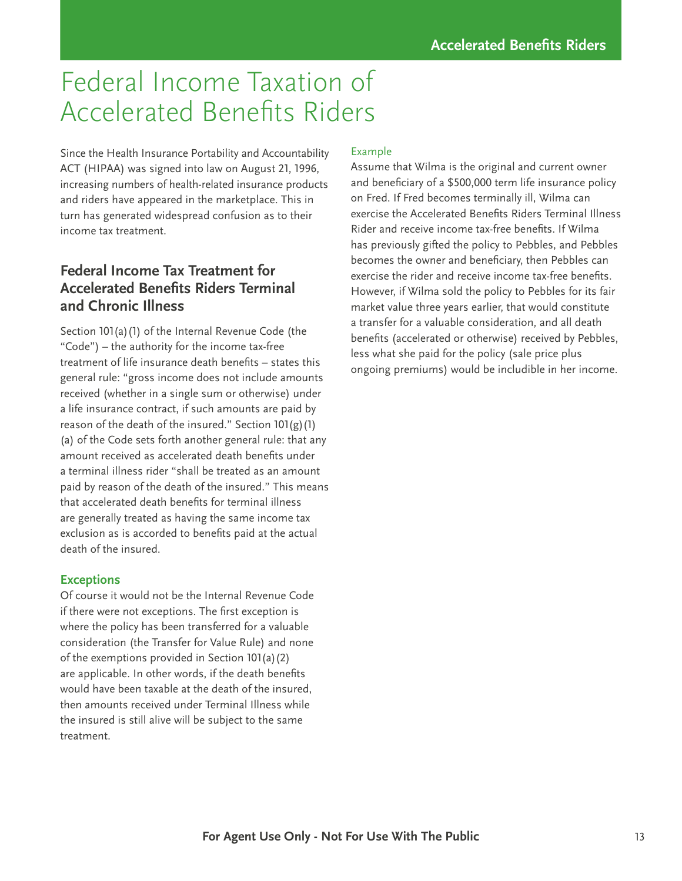# Federal Income Taxation of Accelerated Benefits Riders

Since the Health Insurance Portability and Accountability ACT (HIPAA) was signed into law on August 21, 1996, increasing numbers of health-related insurance products and riders have appeared in the marketplace. This in turn has generated widespread confusion as to their income tax treatment.

## Federal Income Tax Treatment for Accelerated Benefits Riders Terminal and Chronic Illness

Section 101(a)(1) of the Internal Revenue Code (the "Code") – the authority for the income tax-free treatment of life insurance death benefits – states this general rule: "gross income does not include amounts received (whether in a single sum or otherwise) under a life insurance contract, if such amounts are paid by reason of the death of the insured." Section 101(g)(1)(a) of the Code sets forth another general rule: that any amount received as accelerated death benefits under a terminal illness rider "shall be treated as an amount paid by reason of the death of the insured." This means that accelerated death benefits for terminal illness are generally treated as having the same income tax exclusion as is accorded to benefits paid at the actual death of the insured.

### Exceptions

Of course it would not be the Internal Revenue Code if there were not exceptions. The first exception is where the policy has been transferred for a valuable consideration (the Transfer for Value Rule) and none of the exemptions provided in Section 101(a)(2) are applicable. In other words, if the death benefits would have been taxable at the death of the insured, then amounts received under Terminal Illness while the insured is still alive will be subject to the same treatment.

#### Example

Assume that Wilma is the original and current owner and beneficiary of a $500,000 term life insurance policy on Fred. If Fred becomes terminally ill, Wilma can exercise the Accelerated Benefits Riders Terminal Illness Rider and receive income tax-free benefits. If Wilma has previously gifted the policy to Pebbles, and Pebbles becomes the owner and beneficiary, then Pebbles can exercise the rider and receive income tax-free benefits. However, if Wilma sold the policy to Pebbles for its fair market value three years earlier, that would constitute a transfer for a valuable consideration, and all death benefits (accelerated or otherwise) received by Pebbles, less what she paid for the policy (sale price plus ongoing premiums) would be includible in her income.

**For Agent Use Only - Not For Use With The Public**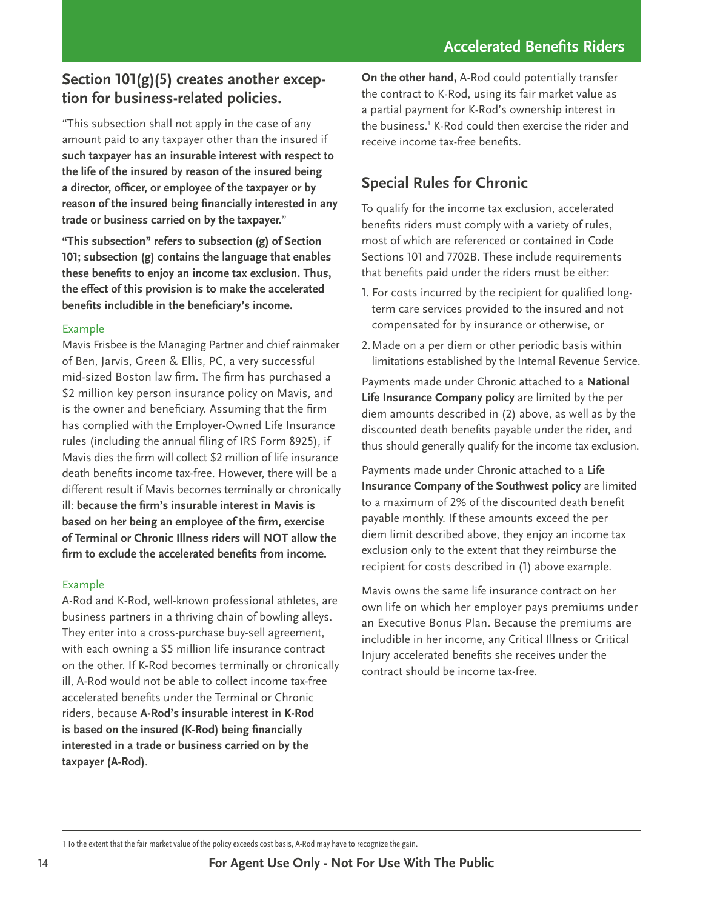## Section 101(g)(5) creates another exception for business-related policies.

"This subsection shall not apply in the case of any amount paid to any taxpayer other than the insured if **such taxpayer has an insurable interest with respect to the life of the insured by reason of the insured being a director, officer, or employee of the taxpayer or by reason of the insured being financially interested in any trade or business carried on by the taxpayer.**"

**"This subsection" refers to subsection (g) of Section 101; subsection (g) contains the language that enables these benefits to enjoy an income tax exclusion. Thus, the effect of this provision is to make the accelerated benefits includible in the beneficiary's income.**

Example

Mavis Frisbee is the Managing Partner and chief rainmaker of Ben, Jarvis, Green & Ellis, PC, a very successful mid-sized Boston law firm. The firm has purchased a $2 million key person insurance policy on Mavis, and is the owner and beneficiary. Assuming that the firm has complied with the Employer-Owned Life Insurance rules (including the annual filing of IRS Form 8925), if Mavis dies the firm will collect $2 million of life insurance death benefits income tax-free. However, there will be a different result if Mavis becomes terminally or chronically ill: **because the firm's insurable interest in Mavis is based on her being an employee of the firm, exercise of Terminal or Chronic Illness riders will NOT allow the firm to exclude the accelerated benefits from income.**

Example

A-Rod and K-Rod, well-known professional athletes, are business partners in a thriving chain of bowling alleys. They enter into a cross-purchase buy-sell agreement, with each owning a $5 million life insurance contract on the other. If K-Rod becomes terminally or chronically ill, A-Rod would not be able to collect income tax-free accelerated benefits under the Terminal or Chronic riders, because **A-Rod's insurable interest in K-Rod is based on the insured (K-Rod) being financially interested in a trade or business carried on by the taxpayer (A-Rod)**.

**On the other hand,** A-Rod could potentially transfer the contract to K-Rod, using its fair market value as a partial payment for K-Rod's ownership interest in the business.[1] K-Rod could then exercise the rider and receive income tax-free benefits.

## Special Rules for Chronic

To qualify for the income tax exclusion, accelerated benefits riders must comply with a variety of rules, most of which are referenced or contained in Code Sections 101 and 7702B. These include requirements that benefits paid under the riders must be either:

1. For costs incurred by the recipient for qualified long-term care services provided to the insured and not compensated for by insurance or otherwise, or
2. Made on a per diem or other periodic basis within limitations established by the Internal Revenue Service.

Payments made under Chronic attached to a **National Life Insurance Company policy** are limited by the per diem amounts described in (2) above, as well as by the discounted death benefits payable under the rider, and thus should generally qualify for the income tax exclusion.

Payments made under Chronic attached to a **Life Insurance Company of the Southwest policy** are limited to a maximum of 2% of the discounted death benefit payable monthly. If these amounts exceed the per diem limit described above, they enjoy an income tax exclusion only to the extent that they reimburse the recipient for costs described in (1) above example.

Mavis owns the same life insurance contract on her own life on which her employer pays premiums under an Executive Bonus Plan. Because the premiums are includible in her income, any Critical Illness or Critical Injury accelerated benefits she receives under the contract should be income tax-free.

[1] To the extent that the fair market value of the policy exceeds cost basis, A-Rod may have to recognize the gain.

For Agent Use Only - Not For Use With The Public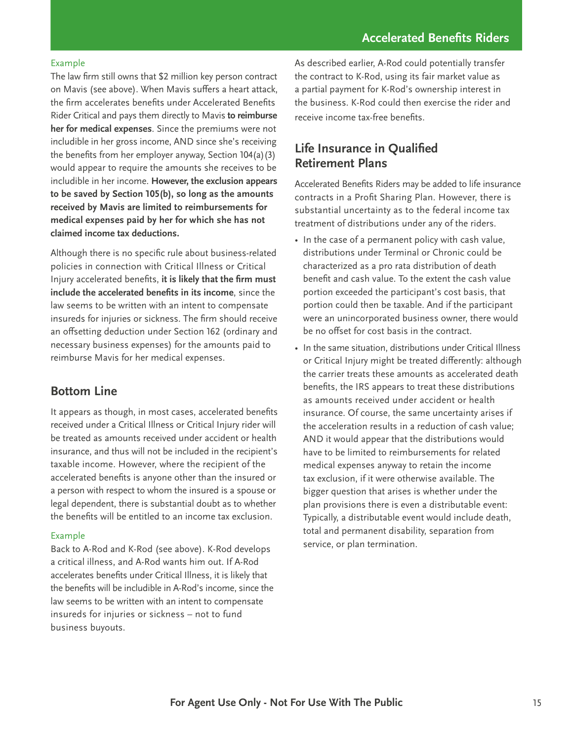Example

The law firm still owns that $2 million key person contract on Mavis (see above). When Mavis suffers a heart attack, the firm accelerates benefits under Accelerated Benefits Rider Critical and pays them directly to Mavis **to reimburse her for medical expenses**. Since the premiums were not includible in her gross income, AND since she's receiving the benefits from her employer anyway, Section 104(a)(3) would appear to require the amounts she receives to be includible in her income. **However, the exclusion appears to be saved by Section 105(b), so long as the amounts received by Mavis are limited to reimbursements for medical expenses paid by her for which she has not claimed income tax deductions.**

Although there is no specific rule about business-related policies in connection with Critical Illness or Critical Injury accelerated benefits, **it is likely that the firm must include the accelerated benefits in its income**, since the law seems to be written with an intent to compensate insureds for injuries or sickness. The firm should receive an offsetting deduction under Section 162 (ordinary and necessary business expenses) for the amounts paid to reimburse Mavis for her medical expenses.

## Bottom Line

It appears as though, in most cases, accelerated benefits received under a Critical Illness or Critical Injury rider will be treated as amounts received under accident or health insurance, and thus will not be included in the recipient's taxable income. However, where the recipient of the accelerated benefits is anyone other than the insured or a person with respect to whom the insured is a spouse or legal dependent, there is substantial doubt as to whether the benefits will be entitled to an income tax exclusion.

Example

Back to A-Rod and K-Rod (see above). K-Rod develops a critical illness, and A-Rod wants him out. If A-Rod accelerates benefits under Critical Illness, it is likely that the benefits will be includible in A-Rod's income, since the law seems to be written with an intent to compensate insureds for injuries or sickness – not to fund business buyouts.

As described earlier, A-Rod could potentially transfer the contract to K-Rod, using its fair market value as a partial payment for K-Rod's ownership interest in the business. K-Rod could then exercise the rider and receive income tax-free benefits.

## Life Insurance in Qualified Retirement Plans

Accelerated Benefits Riders may be added to life insurance contracts in a Profit Sharing Plan. However, there is substantial uncertainty as to the federal income tax treatment of distributions under any of the riders.

- In the case of a permanent policy with cash value, distributions under Terminal or Chronic could be characterized as a pro rata distribution of death benefit and cash value. To the extent the cash value portion exceeded the participant's cost basis, that portion could then be taxable. And if the participant were an unincorporated business owner, there would be no offset for cost basis in the contract.
- In the same situation, distributions under Critical Illness or Critical Injury might be treated differently: although the carrier treats these amounts as accelerated death benefits, the IRS appears to treat these distributions as amounts received under accident or health insurance. Of course, the same uncertainty arises if the acceleration results in a reduction of cash value; AND it would appear that the distributions would have to be limited to reimbursements for related medical expenses anyway to retain the income tax exclusion, if it were otherwise available. The bigger question that arises is whether under the plan provisions there is even a distributable event: Typically, a distributable event would include death, total and permanent disability, separation from service, or plan termination.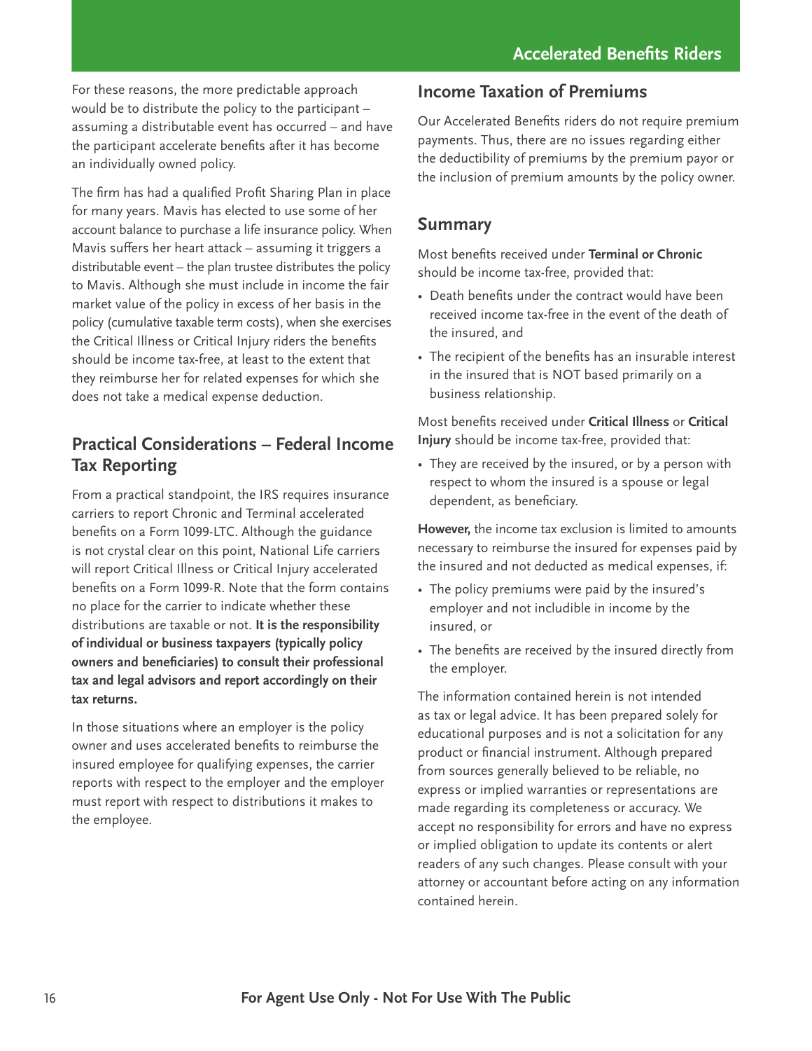For these reasons, the more predictable approach would be to distribute the policy to the participant – assuming a distributable event has occurred – and have the participant accelerate benefits after it has become an individually owned policy.

The firm has had a qualified Profit Sharing Plan in place for many years. Mavis has elected to use some of her account balance to purchase a life insurance policy. When Mavis suffers her heart attack – assuming it triggers a distributable event – the plan trustee distributes the policy to Mavis. Although she must include in income the fair market value of the policy in excess of her basis in the policy (cumulative taxable term costs), when she exercises the Critical Illness or Critical Injury riders the benefits should be income tax-free, at least to the extent that they reimburse her for related expenses for which she does not take a medical expense deduction.

## Practical Considerations – Federal Income Tax Reporting

From a practical standpoint, the IRS requires insurance carriers to report Chronic and Terminal accelerated benefits on a Form 1099-LTC. Although the guidance is not crystal clear on this point, National Life carriers will report Critical Illness or Critical Injury accelerated benefits on a Form 1099-R. Note that the form contains no place for the carrier to indicate whether these distributions are taxable or not. **It is the responsibility of individual or business taxpayers (typically policy owners and beneficiaries) to consult their professional tax and legal advisors and report accordingly on their tax returns.**

In those situations where an employer is the policy owner and uses accelerated benefits to reimburse the insured employee for qualifying expenses, the carrier reports with respect to the employer and the employer must report with respect to distributions it makes to the employee.

## Income Taxation of Premiums

Our Accelerated Benefits riders do not require premium payments. Thus, there are no issues regarding either the deductibility of premiums by the premium payor or the inclusion of premium amounts by the policy owner.

## Summary

Most benefits received under **Terminal or Chronic** should be income tax-free, provided that:

- Death benefits under the contract would have been received income tax-free in the event of the death of the insured, and
- The recipient of the benefits has an insurable interest in the insured that is NOT based primarily on a business relationship.

Most benefits received under **Critical Illness** or **Critical Injury** should be income tax-free, provided that:

- They are received by the insured, or by a person with respect to whom the insured is a spouse or legal dependent, as beneficiary.

**However,** the income tax exclusion is limited to amounts necessary to reimburse the insured for expenses paid by the insured and not deducted as medical expenses, if:

- The policy premiums were paid by the insured's employer and not includible in income by the insured, or
- The benefits are received by the insured directly from the employer.

The information contained herein is not intended as tax or legal advice. It has been prepared solely for educational purposes and is not a solicitation for any product or financial instrument. Although prepared from sources generally believed to be reliable, no express or implied warranties or representations are made regarding its completeness or accuracy. We accept no responsibility for errors and have no express or implied obligation to update its contents or alert readers of any such changes. Please consult with your attorney or accountant before acting on any information contained herein.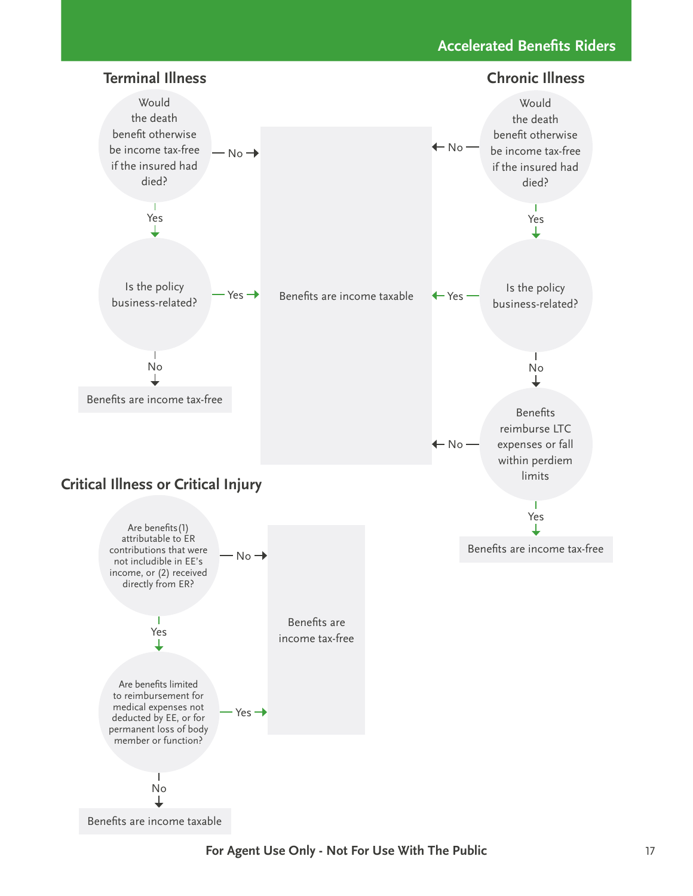## Accelerated Benefits Riders

### Terminal Illness

Would the death benefit otherwise be income tax-free if the insured had died?

— No → Benefits are income taxable

Yes ↓

Is the policy business-related?

— Yes → Benefits are income taxable

No ↓

Benefits are income tax-free

### Chronic Illness

Would the death benefit otherwise be income tax-free if the insured had died?

— No → Benefits are income taxable

Yes ↓

Is the policy business-related?

— Yes → Benefits are income taxable

No ↓

Benefits reimburse LTC expenses or fall within perdiem limits

— No → Benefits are income taxable

Yes ↓

Benefits are income tax-free

### Critical Illness or Critical Injury

Are benefits (1) attributable to ER contributions that were not includible in EE's income, or (2) received directly from ER?

— No → Benefits are income tax-free

Yes ↓

Are benefits limited to reimbursement for medical expenses not deducted by EE, or for permanent loss of body member or function?

— Yes → Benefits are income tax-free

No ↓

Benefits are income taxable

**For Agent Use Only - Not For Use With The Public**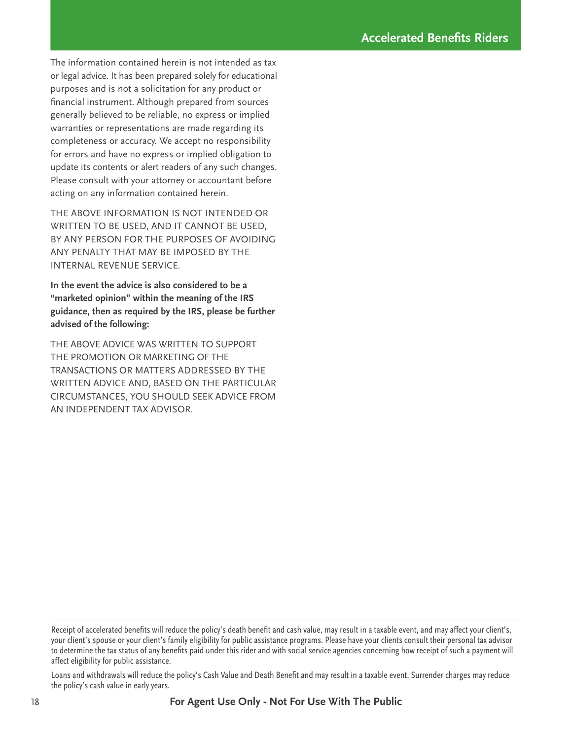The information contained herein is not intended as tax or legal advice. It has been prepared solely for educational purposes and is not a solicitation for any product or financial instrument. Although prepared from sources generally believed to be reliable, no express or implied warranties or representations are made regarding its completeness or accuracy. We accept no responsibility for errors and have no express or implied obligation to update its contents or alert readers of any such changes. Please consult with your attorney or accountant before acting on any information contained herein.

THE ABOVE INFORMATION IS NOT INTENDED OR WRITTEN TO BE USED, AND IT CANNOT BE USED, BY ANY PERSON FOR THE PURPOSES OF AVOIDING ANY PENALTY THAT MAY BE IMPOSED BY THE INTERNAL REVENUE SERVICE.

**In the event the advice is also considered to be a "marketed opinion" within the meaning of the IRS guidance, then as required by the IRS, please be further advised of the following:**

THE ABOVE ADVICE WAS WRITTEN TO SUPPORT THE PROMOTION OR MARKETING OF THE TRANSACTIONS OR MATTERS ADDRESSED BY THE WRITTEN ADVICE AND, BASED ON THE PARTICULAR CIRCUMSTANCES, YOU SHOULD SEEK ADVICE FROM AN INDEPENDENT TAX ADVISOR.

---

Receipt of accelerated benefits will reduce the policy's death benefit and cash value, may result in a taxable event, and may affect your client's, your client's spouse or your client's family eligibility for public assistance programs. Please have your clients consult their personal tax advisor to determine the tax status of any benefits paid under this rider and with social service agencies concerning how receipt of such a payment will affect eligibility for public assistance.

Loans and withdrawals will reduce the policy's Cash Value and Death Benefit and may result in a taxable event. Surrender charges may reduce the policy's cash value in early years.

**For Agent Use Only - Not For Use With The Public**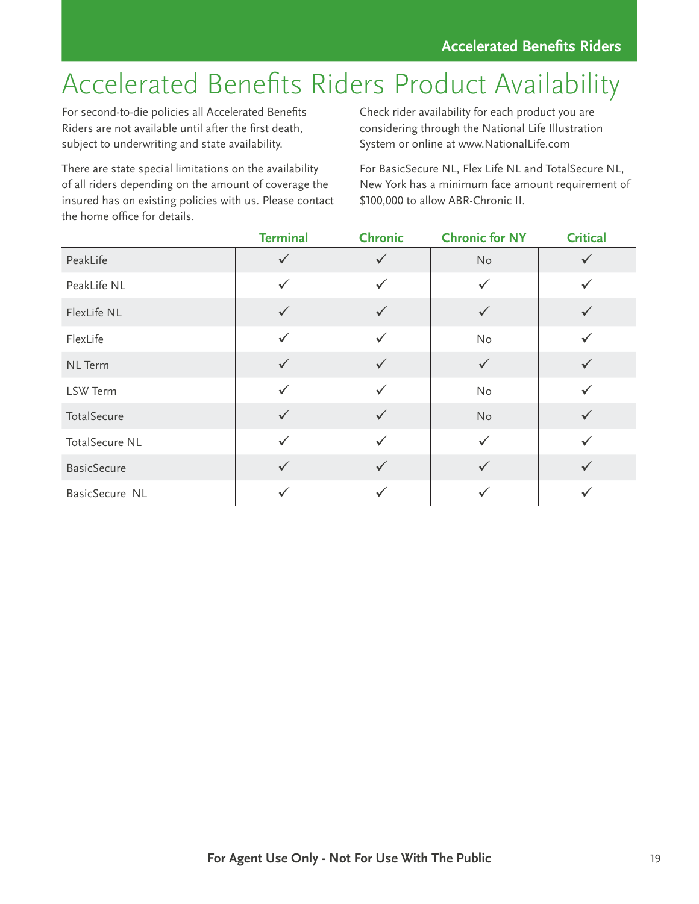# Accelerated Benefits Riders Product Availability

For second-to-die policies all Accelerated Benefits Riders are not available until after the first death, subject to underwriting and state availability.

There are state special limitations on the availability of all riders depending on the amount of coverage the insured has on existing policies with us. Please contact the home office for details.

Check rider availability for each product you are considering through the National Life Illustration System or online at www.NationalLife.com

For BasicSecure NL, Flex Life NL and TotalSecure NL, New York has a minimum face amount requirement of $100,000 to allow ABR-Chronic II.

| | Terminal | Chronic | Chronic for NY | Critical |
|---|---|---|---|---|
| PeakLife | ✓ | ✓ | No | ✓ |
| PeakLife NL | ✓ | ✓ | ✓ | ✓ |
| FlexLife NL | ✓ | ✓ | ✓ | ✓ |
| FlexLife | ✓ | ✓ | No | ✓ |
| NL Term | ✓ | ✓ | ✓ | ✓ |
| LSW Term | ✓ | ✓ | No | ✓ |
| TotalSecure | ✓ | ✓ | No | ✓ |
| TotalSecure NL | ✓ | ✓ | ✓ | ✓ |
| BasicSecure | ✓ | ✓ | ✓ | ✓ |
| BasicSecure NL | ✓ | ✓ | ✓ | ✓ |

**For Agent Use Only - Not For Use With The Public**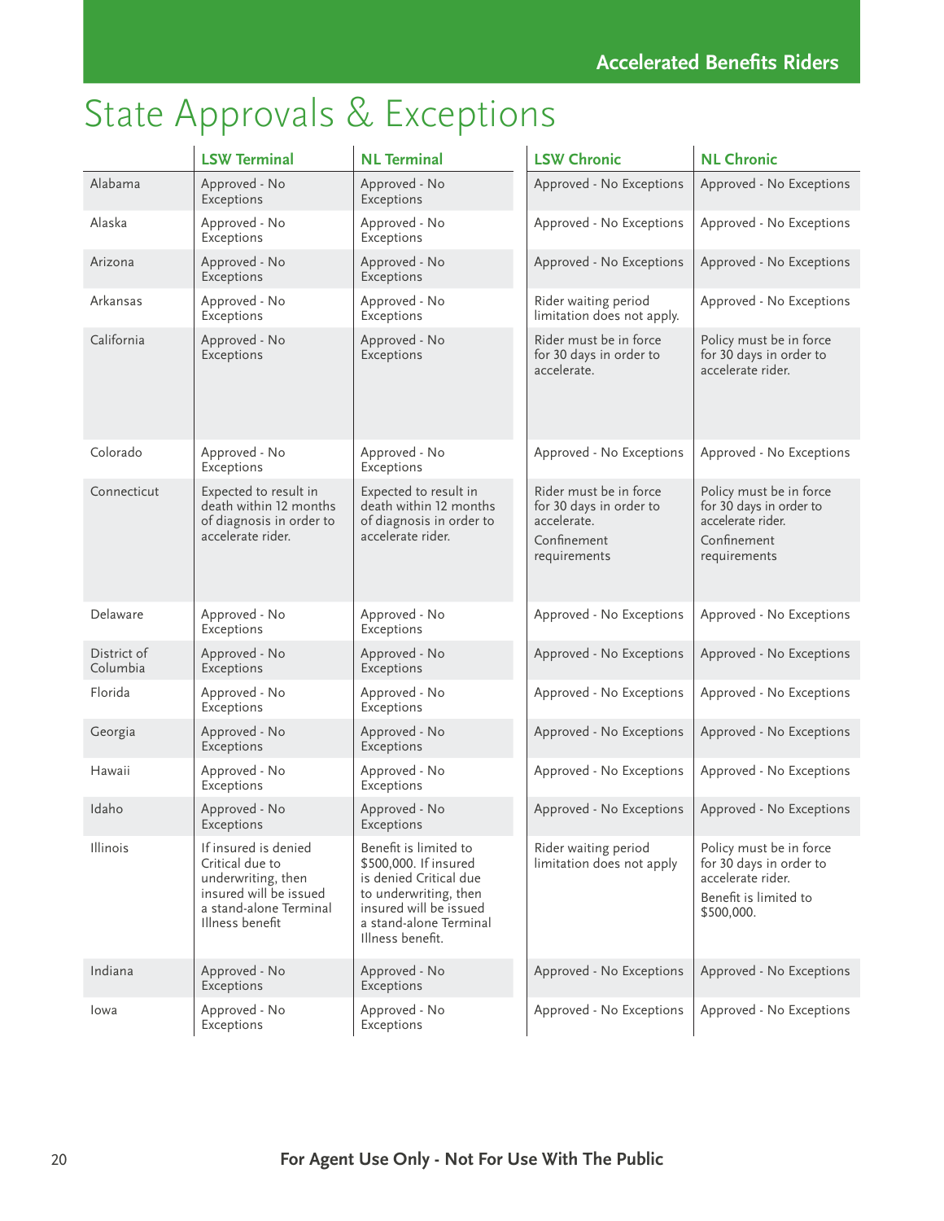# State Approvals & Exceptions

| | LSW Terminal | NL Terminal | LSW Chronic | NL Chronic |
|---|---|---|---|---|
| Alabama | Approved - No Exceptions | Approved - No Exceptions | Approved - No Exceptions | Approved - No Exceptions |
| Alaska | Approved - No Exceptions | Approved - No Exceptions | Approved - No Exceptions | Approved - No Exceptions |
| Arizona | Approved - No Exceptions | Approved - No Exceptions | Approved - No Exceptions | Approved - No Exceptions |
| Arkansas | Approved - No Exceptions | Approved - No Exceptions | Rider waiting period limitation does not apply. | Approved - No Exceptions |
| California | Approved - No Exceptions | Approved - No Exceptions | Rider must be in force for 30 days in order to accelerate. | Policy must be in force for 30 days in order to accelerate rider. |
| Colorado | Approved - No Exceptions | Approved - No Exceptions | Approved - No Exceptions | Approved - No Exceptions |
| Connecticut | Expected to result in death within 12 months of diagnosis in order to accelerate rider. | Expected to result in death within 12 months of diagnosis in order to accelerate rider. | Rider must be in force for 30 days in order to accelerate. Confinement requirements | Policy must be in force for 30 days in order to accelerate rider. Confinement requirements |
| Delaware | Approved - No Exceptions | Approved - No Exceptions | Approved - No Exceptions | Approved - No Exceptions |
| District of Columbia | Approved - No Exceptions | Approved - No Exceptions | Approved - No Exceptions | Approved - No Exceptions |
| Florida | Approved - No Exceptions | Approved - No Exceptions | Approved - No Exceptions | Approved - No Exceptions |
| Georgia | Approved - No Exceptions | Approved - No Exceptions | Approved - No Exceptions | Approved - No Exceptions |
| Hawaii | Approved - No Exceptions | Approved - No Exceptions | Approved - No Exceptions | Approved - No Exceptions |
| Idaho | Approved - No Exceptions | Approved - No Exceptions | Approved - No Exceptions | Approved - No Exceptions |
| Illinois | If insured is denied Critical due to underwriting, then insured will be issued a stand-alone Terminal Illness benefit | Benefit is limited to $500,000. If insured is denied Critical due to underwriting, then insured will be issued a stand-alone Terminal Illness benefit. | Rider waiting period limitation does not apply | Policy must be in force for 30 days in order to accelerate rider. Benefit is limited to $500,000. |
| Indiana | Approved - No Exceptions | Approved - No Exceptions | Approved - No Exceptions | Approved - No Exceptions |
| Iowa | Approved - No Exceptions | Approved - No Exceptions | Approved - No Exceptions | Approved - No Exceptions |

**For Agent Use Only - Not For Use With The Public**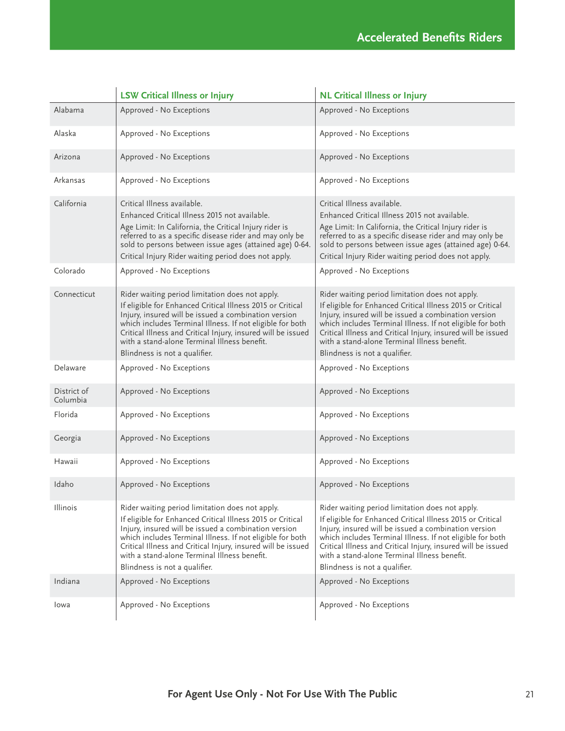## Accelerated Benefits Riders

| | LSW Critical Illness or Injury | NL Critical Illness or Injury |
|---|---|---|
| Alabama | Approved - No Exceptions | Approved - No Exceptions |
| Alaska | Approved - No Exceptions | Approved - No Exceptions |
| Arizona | Approved - No Exceptions | Approved - No Exceptions |
| Arkansas | Approved - No Exceptions | Approved - No Exceptions |
| California | Critical Illness available.<br>Enhanced Critical Illness 2015 not available.<br>Age Limit: In California, the Critical Injury rider is referred to as a specific disease rider and may only be sold to persons between issue ages (attained age) 0-64.<br>Critical Injury Rider waiting period does not apply. | Critical Illness available.<br>Enhanced Critical Illness 2015 not available.<br>Age Limit: In California, the Critical Injury rider is referred to as a specific disease rider and may only be sold to persons between issue ages (attained age) 0-64.<br>Critical Injury Rider waiting period does not apply. |
| Colorado | Approved - No Exceptions | Approved - No Exceptions |
| Connecticut | Rider waiting period limitation does not apply.<br>If eligible for Enhanced Critical Illness 2015 or Critical Injury, insured will be issued a combination version which includes Terminal Illness. If not eligible for both Critical Illness and Critical Injury, insured will be issued with a stand-alone Terminal Illness benefit.<br>Blindness is not a qualifier. | Rider waiting period limitation does not apply.<br>If eligible for Enhanced Critical Illness 2015 or Critical Injury, insured will be issued a combination version which includes Terminal Illness. If not eligible for both Critical Illness and Critical Injury, insured will be issued with a stand-alone Terminal Illness benefit.<br>Blindness is not a qualifier. |
| Delaware | Approved - No Exceptions | Approved - No Exceptions |
| District of Columbia | Approved - No Exceptions | Approved - No Exceptions |
| Florida | Approved - No Exceptions | Approved - No Exceptions |
| Georgia | Approved - No Exceptions | Approved - No Exceptions |
| Hawaii | Approved - No Exceptions | Approved - No Exceptions |
| Idaho | Approved - No Exceptions | Approved - No Exceptions |
| Illinois | Rider waiting period limitation does not apply.<br>If eligible for Enhanced Critical Illness 2015 or Critical Injury, insured will be issued a combination version which includes Terminal Illness. If not eligible for both Critical Illness and Critical Injury, insured will be issued with a stand-alone Terminal Illness benefit.<br>Blindness is not a qualifier. | Rider waiting period limitation does not apply.<br>If eligible for Enhanced Critical Illness 2015 or Critical Injury, insured will be issued a combination version which includes Terminal Illness. If not eligible for both Critical Illness and Critical Injury, insured will be issued with a stand-alone Terminal Illness benefit.<br>Blindness is not a qualifier. |
| Indiana | Approved - No Exceptions | Approved - No Exceptions |
| Iowa | Approved - No Exceptions | Approved - No Exceptions |

**For Agent Use Only - Not For Use With The Public**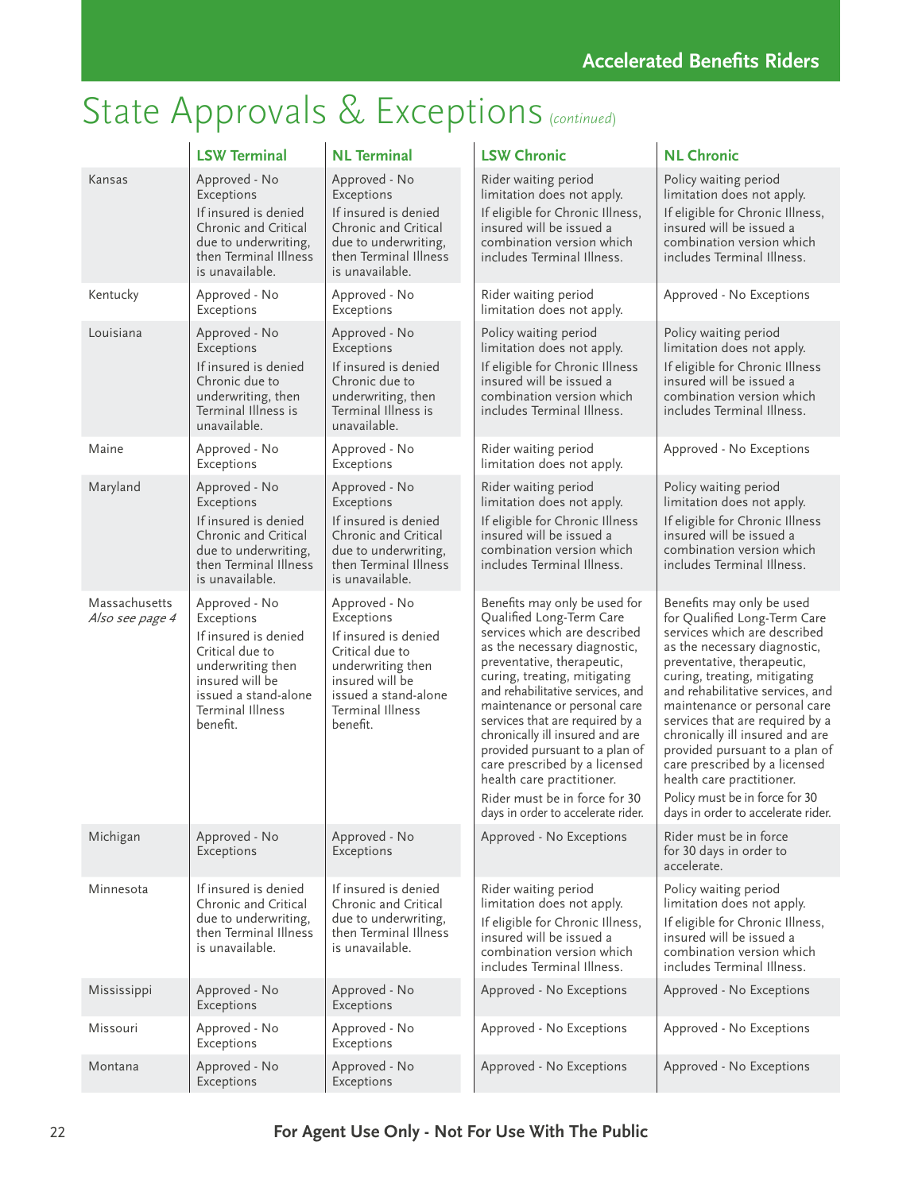# State Approvals & Exceptions *(continued)*

| | LSW Terminal | NL Terminal | LSW Chronic | NL Chronic |
|---|---|---|---|---|
| Kansas | Approved - No Exceptions<br>If insured is denied Chronic and Critical due to underwriting, then Terminal Illness is unavailable. | Approved - No Exceptions<br>If insured is denied Chronic and Critical due to underwriting, then Terminal Illness is unavailable. | Rider waiting period limitation does not apply.<br>If eligible for Chronic Illness, insured will be issued a combination version which includes Terminal Illness. | Policy waiting period limitation does not apply.<br>If eligible for Chronic Illness, insured will be issued a combination version which includes Terminal Illness. |
| Kentucky | Approved - No Exceptions | Approved - No Exceptions | Rider waiting period limitation does not apply. | Approved - No Exceptions |
| Louisiana | Approved - No Exceptions<br>If insured is denied Chronic due to underwriting, then Terminal Illness is unavailable. | Approved - No Exceptions<br>If insured is denied Chronic due to underwriting, then Terminal Illness is unavailable. | Policy waiting period limitation does not apply.<br>If eligible for Chronic Illness insured will be issued a combination version which includes Terminal Illness. | Policy waiting period limitation does not apply.<br>If eligible for Chronic Illness insured will be issued a combination version which includes Terminal Illness. |
| Maine | Approved - No Exceptions | Approved - No Exceptions | Rider waiting period limitation does not apply. | Approved - No Exceptions |
| Maryland | Approved - No Exceptions<br>If insured is denied Chronic and Critical due to underwriting, then Terminal Illness is unavailable. | Approved - No Exceptions<br>If insured is denied Chronic and Critical due to underwriting, then Terminal Illness is unavailable. | Rider waiting period limitation does not apply.<br>If eligible for Chronic Illness insured will be issued a combination version which includes Terminal Illness. | Policy waiting period limitation does not apply.<br>If eligible for Chronic Illness insured will be issued a combination version which includes Terminal Illness. |
| Massachusetts<br>*Also see page 4* | Approved - No Exceptions<br>If insured is denied Critical due to underwriting then insured will be issued a stand-alone Terminal Illness benefit. | Approved - No Exceptions<br>If insured is denied Critical due to underwriting then insured will be issued a stand-alone Terminal Illness benefit. | Benefits may only be used for Qualified Long-Term Care services which are described as the necessary diagnostic, preventative, therapeutic, curing, treating, mitigating and rehabilitative services, and maintenance or personal care services that are required by a chronically ill insured and are provided pursuant to a plan of care prescribed by a licensed health care practitioner.<br>Rider must be in force for 30 days in order to accelerate rider. | Benefits may only be used for Qualified Long-Term Care services which are described as the necessary diagnostic, preventative, therapeutic, curing, treating, mitigating and rehabilitative services, and maintenance or personal care services that are required by a chronically ill insured and are provided pursuant to a plan of care prescribed by a licensed health care practitioner.<br>Policy must be in force for 30 days in order to accelerate rider. |
| Michigan | Approved - No Exceptions | Approved - No Exceptions | Approved - No Exceptions | Rider must be in force for 30 days in order to accelerate. |
| Minnesota | If insured is denied Chronic and Critical due to underwriting, then Terminal Illness is unavailable. | If insured is denied Chronic and Critical due to underwriting, then Terminal Illness is unavailable. | Rider waiting period limitation does not apply.<br>If eligible for Chronic Illness, insured will be issued a combination version which includes Terminal Illness. | Policy waiting period limitation does not apply.<br>If eligible for Chronic Illness, insured will be issued a combination version which includes Terminal Illness. |
| Mississippi | Approved - No Exceptions | Approved - No Exceptions | Approved - No Exceptions | Approved - No Exceptions |
| Missouri | Approved - No Exceptions | Approved - No Exceptions | Approved - No Exceptions | Approved - No Exceptions |
| Montana | Approved - No Exceptions | Approved - No Exceptions | Approved - No Exceptions | Approved - No Exceptions |

**For Agent Use Only - Not For Use With The Public**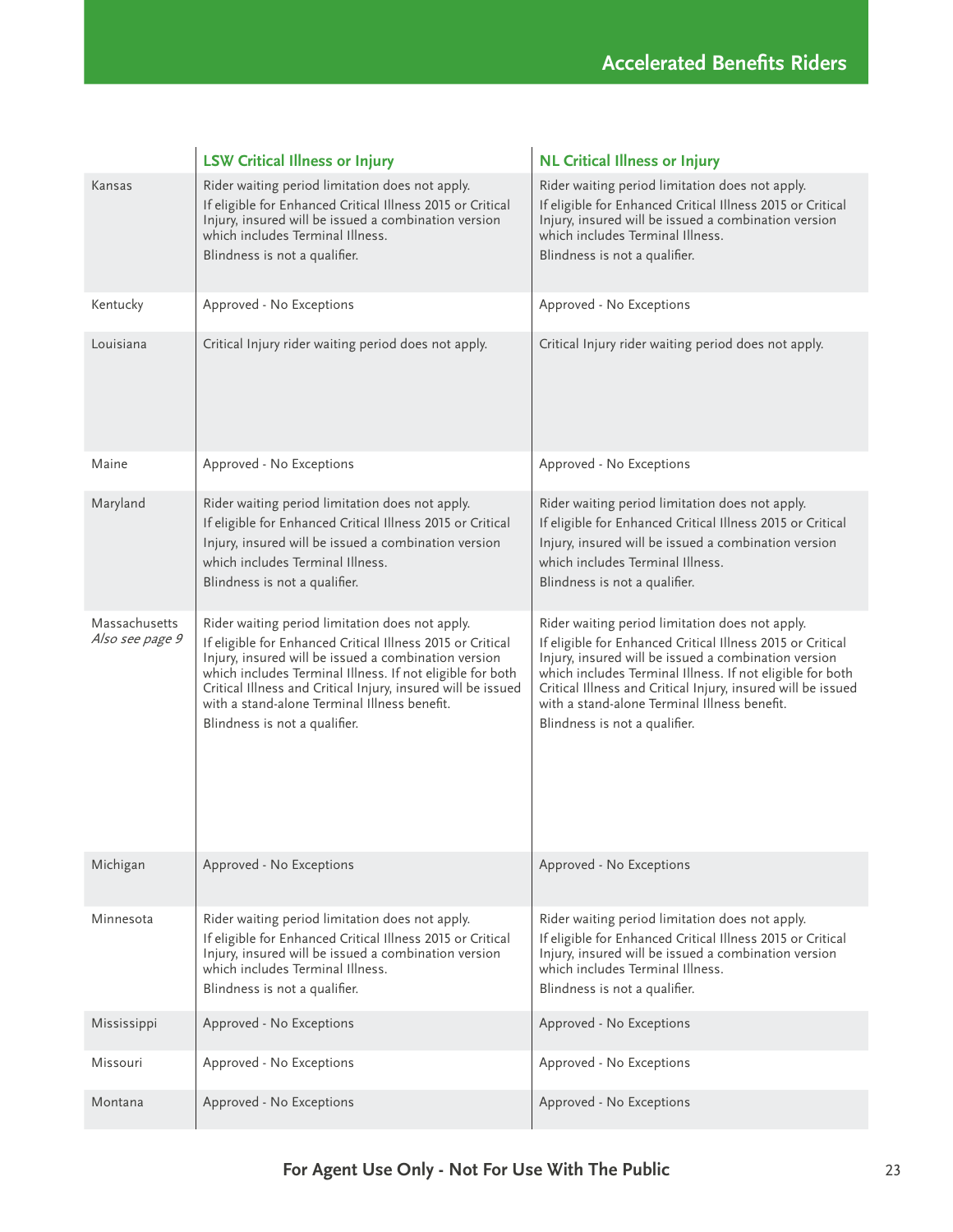## Accelerated Benefits Riders

| | LSW Critical Illness or Injury | NL Critical Illness or Injury |
|---|---|---|
| Kansas | Rider waiting period limitation does not apply.<br>If eligible for Enhanced Critical Illness 2015 or Critical Injury, insured will be issued a combination version which includes Terminal Illness.<br>Blindness is not a qualifier. | Rider waiting period limitation does not apply.<br>If eligible for Enhanced Critical Illness 2015 or Critical Injury, insured will be issued a combination version which includes Terminal Illness.<br>Blindness is not a qualifier. |
| Kentucky | Approved - No Exceptions | Approved - No Exceptions |
| Louisiana | Critical Injury rider waiting period does not apply. | Critical Injury rider waiting period does not apply. |
| Maine | Approved - No Exceptions | Approved - No Exceptions |
| Maryland | Rider waiting period limitation does not apply.<br>If eligible for Enhanced Critical Illness 2015 or Critical Injury, insured will be issued a combination version which includes Terminal Illness.<br>Blindness is not a qualifier. | Rider waiting period limitation does not apply.<br>If eligible for Enhanced Critical Illness 2015 or Critical Injury, insured will be issued a combination version which includes Terminal Illness.<br>Blindness is not a qualifier. |
| Massachusetts<br>*Also see page 9* | Rider waiting period limitation does not apply.<br>If eligible for Enhanced Critical Illness 2015 or Critical Injury, insured will be issued a combination version which includes Terminal Illness. If not eligible for both Critical Illness and Critical Injury, insured will be issued with a stand-alone Terminal Illness benefit.<br>Blindness is not a qualifier. | Rider waiting period limitation does not apply.<br>If eligible for Enhanced Critical Illness 2015 or Critical Injury, insured will be issued a combination version which includes Terminal Illness. If not eligible for both Critical Illness and Critical Injury, insured will be issued with a stand-alone Terminal Illness benefit.<br>Blindness is not a qualifier. |
| Michigan | Approved - No Exceptions | Approved - No Exceptions |
| Minnesota | Rider waiting period limitation does not apply.<br>If eligible for Enhanced Critical Illness 2015 or Critical Injury, insured will be issued a combination version which includes Terminal Illness.<br>Blindness is not a qualifier. | Rider waiting period limitation does not apply.<br>If eligible for Enhanced Critical Illness 2015 or Critical Injury, insured will be issued a combination version which includes Terminal Illness.<br>Blindness is not a qualifier. |
| Mississippi | Approved - No Exceptions | Approved - No Exceptions |
| Missouri | Approved - No Exceptions | Approved - No Exceptions |
| Montana | Approved - No Exceptions | Approved - No Exceptions |

**For Agent Use Only - Not For Use With The Public**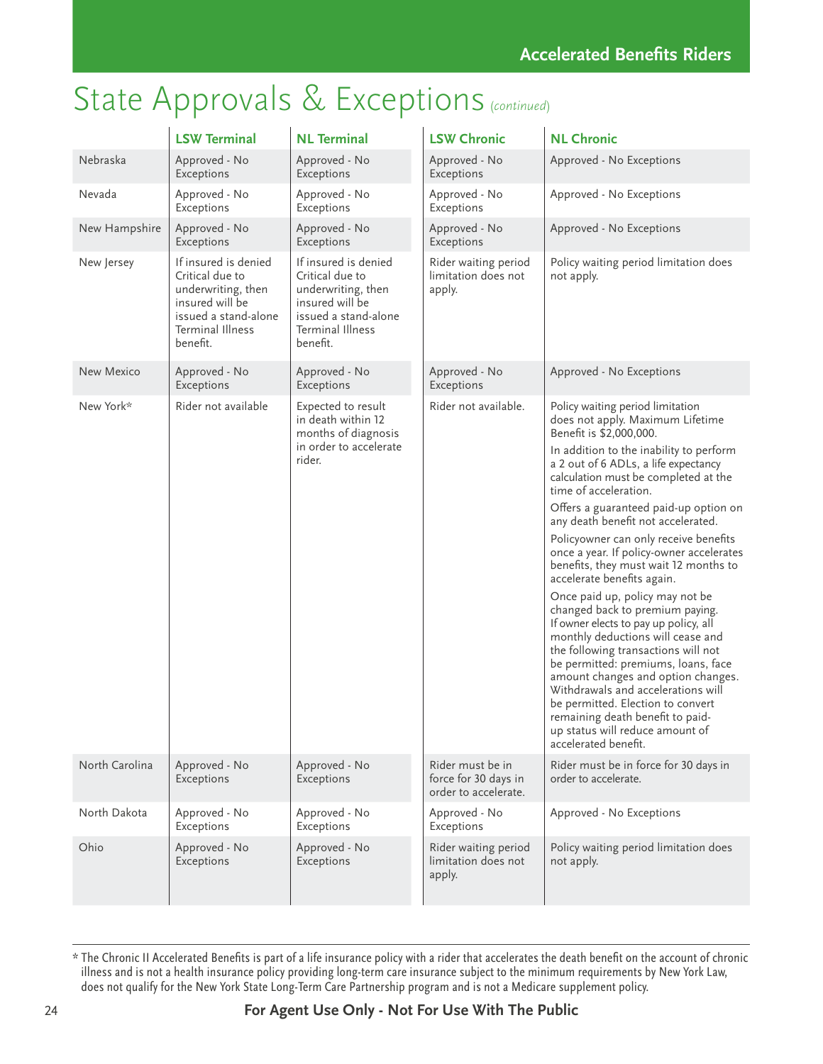# State Approvals & Exceptions *(continued)*

| | LSW Terminal | NL Terminal | LSW Chronic | NL Chronic |
|---|---|---|---|---|
| Nebraska | Approved - No Exceptions | Approved - No Exceptions | Approved - No Exceptions | Approved - No Exceptions |
| Nevada | Approved - No Exceptions | Approved - No Exceptions | Approved - No Exceptions | Approved - No Exceptions |
| New Hampshire | Approved - No Exceptions | Approved - No Exceptions | Approved - No Exceptions | Approved - No Exceptions |
| New Jersey | If insured is denied Critical due to underwriting, then insured will be issued a stand-alone Terminal Illness benefit. | If insured is denied Critical due to underwriting, then insured will be issued a stand-alone Terminal Illness benefit. | Rider waiting period limitation does not apply. | Policy waiting period limitation does not apply. |
| New Mexico | Approved - No Exceptions | Approved - No Exceptions | Approved - No Exceptions | Approved - No Exceptions |
| New York* | Rider not available | Expected to result in death within 12 months of diagnosis in order to accelerate rider. | Rider not available. | Policy waiting period limitation does not apply. Maximum Lifetime Benefit is $2,000,000.<br><br>In addition to the inability to perform a 2 out of 6 ADLs, a life expectancy calculation must be completed at the time of acceleration.<br><br>Offers a guaranteed paid-up option on any death benefit not accelerated.<br><br>Policyowner can only receive benefits once a year. If policy-owner accelerates benefits, they must wait 12 months to accelerate benefits again.<br><br>Once paid up, policy may not be changed back to premium paying. If owner elects to pay up policy, all monthly deductions will cease and the following transactions will not be permitted: premiums, loans, face amount changes and option changes. Withdrawals and accelerations will be permitted. Election to convert remaining death benefit to paid-up status will reduce amount of accelerated benefit. |
| North Carolina | Approved - No Exceptions | Approved - No Exceptions | Rider must be in force for 30 days in order to accelerate. | Rider must be in force for 30 days in order to accelerate. |
| North Dakota | Approved - No Exceptions | Approved - No Exceptions | Approved - No Exceptions | Approved - No Exceptions |
| Ohio | Approved - No Exceptions | Approved - No Exceptions | Rider waiting period limitation does not apply. | Policy waiting period limitation does not apply. |

* The Chronic II Accelerated Benefits is part of a life insurance policy with a rider that accelerates the death benefit on the account of chronic illness and is not a health insurance policy providing long-term care insurance subject to the minimum requirements by New York Law, does not qualify for the New York State Long-Term Care Partnership program and is not a Medicare supplement policy.

**For Agent Use Only - Not For Use With The Public**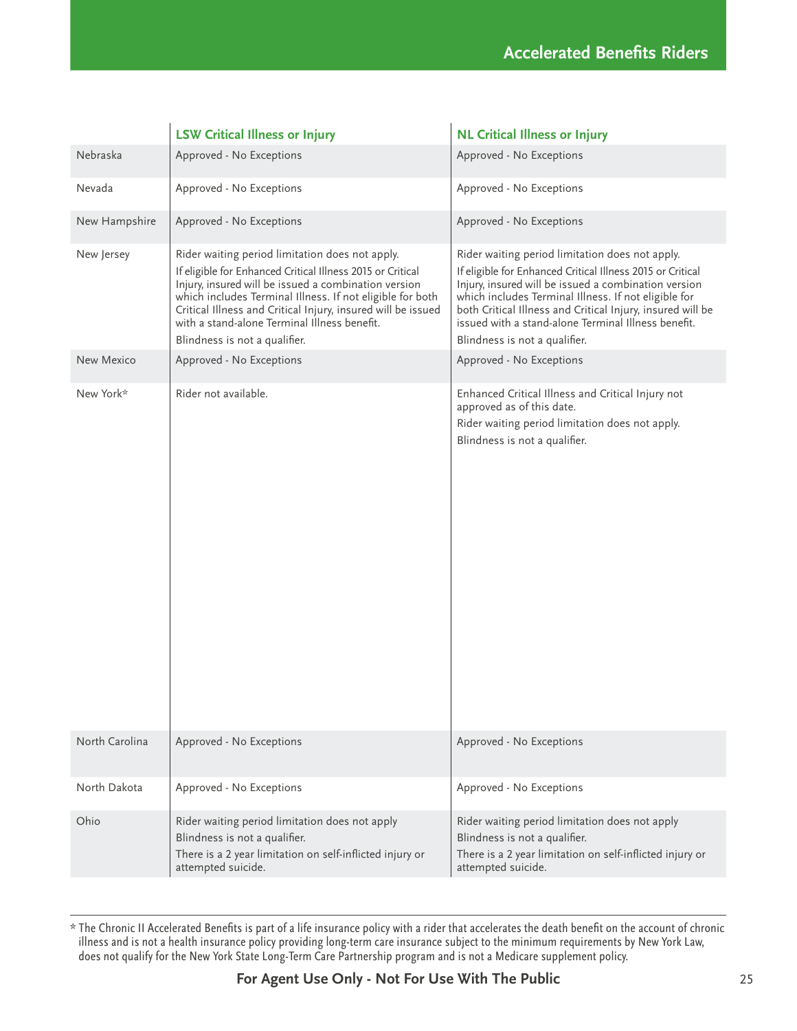## Accelerated Benefits Riders

| | LSW Critical Illness or Injury | NL Critical Illness or Injury |
|---|---|---|
| Nebraska | Approved - No Exceptions | Approved - No Exceptions |
| Nevada | Approved - No Exceptions | Approved - No Exceptions |
| New Hampshire | Approved - No Exceptions | Approved - No Exceptions |
| New Jersey | Rider waiting period limitation does not apply.<br>If eligible for Enhanced Critical Illness 2015 or Critical Injury, insured will be issued a combination version which includes Terminal Illness. If not eligible for both Critical Illness and Critical Injury, insured will be issued with a stand-alone Terminal Illness benefit.<br>Blindness is not a qualifier. | Rider waiting period limitation does not apply.<br>If eligible for Enhanced Critical Illness 2015 or Critical Injury, insured will be issued a combination version which includes Terminal Illness. If not eligible for both Critical Illness and Critical Injury, insured will be issued with a stand-alone Terminal Illness benefit.<br>Blindness is not a qualifier. |
| New Mexico | Approved - No Exceptions | Approved - No Exceptions |
| New York* | Rider not available. | Enhanced Critical Illness and Critical Injury not approved as of this date.<br>Rider waiting period limitation does not apply.<br>Blindness is not a qualifier. |
| North Carolina | Approved - No Exceptions | Approved - No Exceptions |
| North Dakota | Approved - No Exceptions | Approved - No Exceptions |
| Ohio | Rider waiting period limitation does not apply<br>Blindness is not a qualifier.<br>There is a 2 year limitation on self-inflicted injury or attempted suicide. | Rider waiting period limitation does not apply<br>Blindness is not a qualifier.<br>There is a 2 year limitation on self-inflicted injury or attempted suicide. |

* The Chronic II Accelerated Benefits is part of a life insurance policy with a rider that accelerates the death benefit on the account of chronic illness and is not a health insurance policy providing long-term care insurance subject to the minimum requirements by New York Law, does not qualify for the New York State Long-Term Care Partnership program and is not a Medicare supplement policy.

**For Agent Use Only - Not For Use With The Public**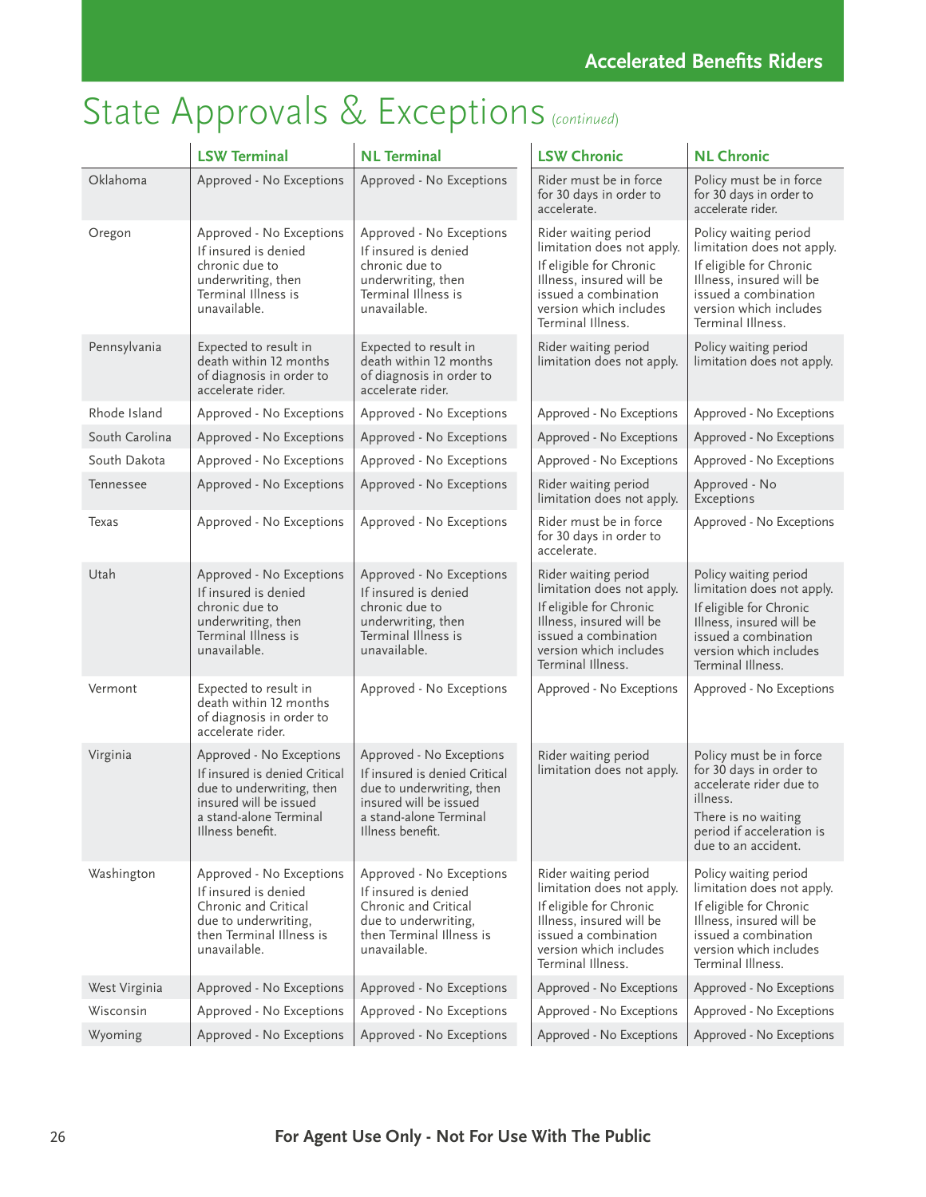# State Approvals & Exceptions *(continued)*

| | LSW Terminal | NL Terminal | LSW Chronic | NL Chronic |
|---|---|---|---|---|
| Oklahoma | Approved - No Exceptions | Approved - No Exceptions | Rider must be in force for 30 days in order to accelerate. | Policy must be in force for 30 days in order to accelerate rider. |
| Oregon | Approved - No Exceptions If insured is denied chronic due to underwriting, then Terminal Illness is unavailable. | Approved - No Exceptions If insured is denied chronic due to underwriting, then Terminal Illness is unavailable. | Rider waiting period limitation does not apply. If eligible for Chronic Illness, insured will be issued a combination version which includes Terminal Illness. | Policy waiting period limitation does not apply. If eligible for Chronic Illness, insured will be issued a combination version which includes Terminal Illness. |
| Pennsylvania | Expected to result in death within 12 months of diagnosis in order to accelerate rider. | Expected to result in death within 12 months of diagnosis in order to accelerate rider. | Rider waiting period limitation does not apply. | Policy waiting period limitation does not apply. |
| Rhode Island | Approved - No Exceptions | Approved - No Exceptions | Approved - No Exceptions | Approved - No Exceptions |
| South Carolina | Approved - No Exceptions | Approved - No Exceptions | Approved - No Exceptions | Approved - No Exceptions |
| South Dakota | Approved - No Exceptions | Approved - No Exceptions | Approved - No Exceptions | Approved - No Exceptions |
| Tennessee | Approved - No Exceptions | Approved - No Exceptions | Rider waiting period limitation does not apply. | Approved - No Exceptions |
| Texas | Approved - No Exceptions | Approved - No Exceptions | Rider must be in force for 30 days in order to accelerate. | Approved - No Exceptions |
| Utah | Approved - No Exceptions If insured is denied chronic due to underwriting, then Terminal Illness is unavailable. | Approved - No Exceptions If insured is denied chronic due to underwriting, then Terminal Illness is unavailable. | Rider waiting period limitation does not apply. If eligible for Chronic Illness, insured will be issued a combination version which includes Terminal Illness. | Policy waiting period limitation does not apply. If eligible for Chronic Illness, insured will be issued a combination version which includes Terminal Illness. |
| Vermont | Expected to result in death within 12 months of diagnosis in order to accelerate rider. | Approved - No Exceptions | Approved - No Exceptions | Approved - No Exceptions |
| Virginia | Approved - No Exceptions If insured is denied Critical due to underwriting, then insured will be issued a stand-alone Terminal Illness benefit. | Approved - No Exceptions If insured is denied Critical due to underwriting, then insured will be issued a stand-alone Terminal Illness benefit. | Rider waiting period limitation does not apply. | Policy must be in force for 30 days in order to accelerate rider due to illness. There is no waiting period if acceleration is due to an accident. |
| Washington | Approved - No Exceptions If insured is denied Chronic and Critical due to underwriting, then Terminal Illness is unavailable. | Approved - No Exceptions If insured is denied Chronic and Critical due to underwriting, then Terminal Illness is unavailable. | Rider waiting period limitation does not apply. If eligible for Chronic Illness, insured will be issued a combination version which includes Terminal Illness. | Policy waiting period limitation does not apply. If eligible for Chronic Illness, insured will be issued a combination version which includes Terminal Illness. |
| West Virginia | Approved - No Exceptions | Approved - No Exceptions | Approved - No Exceptions | Approved - No Exceptions |
| Wisconsin | Approved - No Exceptions | Approved - No Exceptions | Approved - No Exceptions | Approved - No Exceptions |
| Wyoming | Approved - No Exceptions | Approved - No Exceptions | Approved - No Exceptions | Approved - No Exceptions |

**For Agent Use Only - Not For Use With The Public**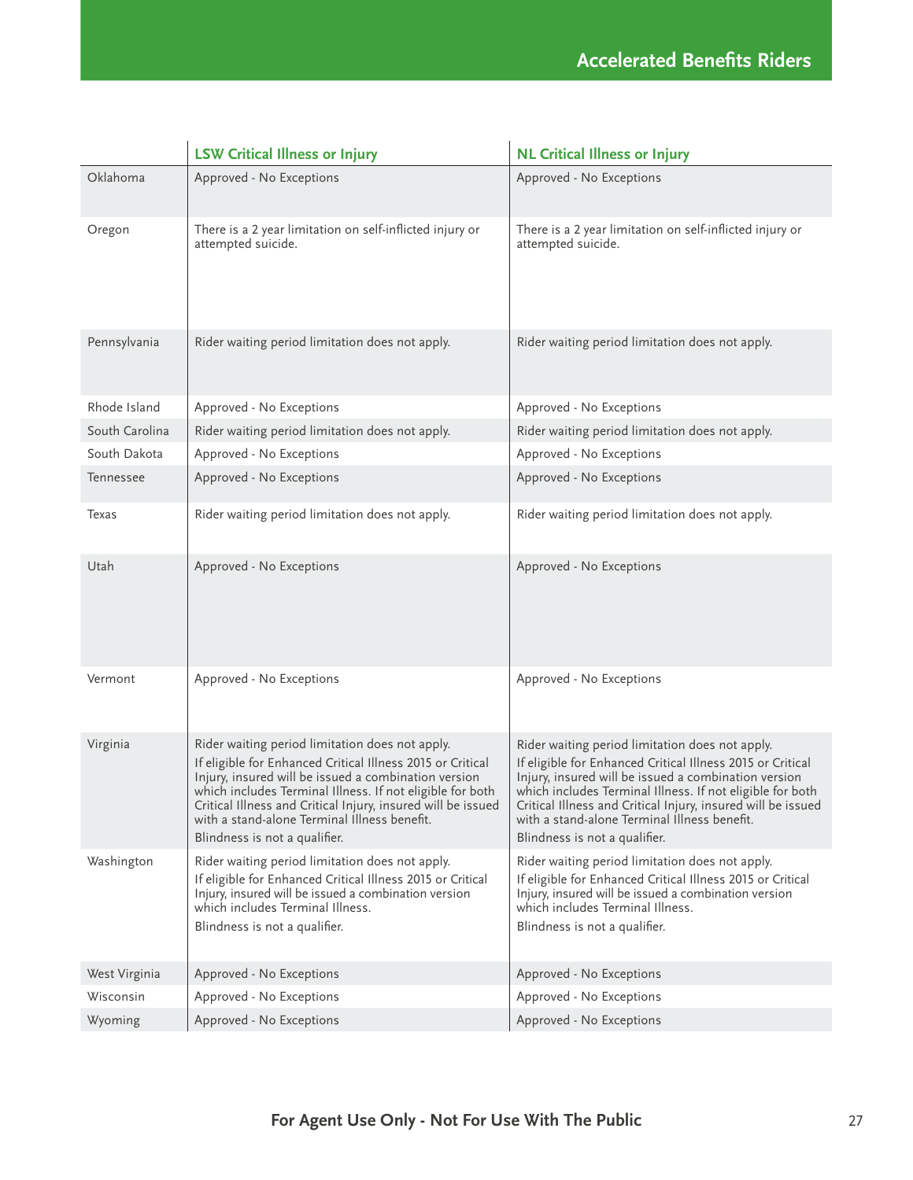## Accelerated Benefits Riders

| | LSW Critical Illness or Injury | NL Critical Illness or Injury |
|---|---|---|
| Oklahoma | Approved - No Exceptions | Approved - No Exceptions |
| Oregon | There is a 2 year limitation on self-inflicted injury or attempted suicide. | There is a 2 year limitation on self-inflicted injury or attempted suicide. |
| Pennsylvania | Rider waiting period limitation does not apply. | Rider waiting period limitation does not apply. |
| Rhode Island | Approved - No Exceptions | Approved - No Exceptions |
| South Carolina | Rider waiting period limitation does not apply. | Rider waiting period limitation does not apply. |
| South Dakota | Approved - No Exceptions | Approved - No Exceptions |
| Tennessee | Approved - No Exceptions | Approved - No Exceptions |
| Texas | Rider waiting period limitation does not apply. | Rider waiting period limitation does not apply. |
| Utah | Approved - No Exceptions | Approved - No Exceptions |
| Vermont | Approved - No Exceptions | Approved - No Exceptions |
| Virginia | Rider waiting period limitation does not apply.<br>If eligible for Enhanced Critical Illness 2015 or Critical Injury, insured will be issued a combination version which includes Terminal Illness. If not eligible for both Critical Illness and Critical Injury, insured will be issued with a stand-alone Terminal Illness benefit.<br>Blindness is not a qualifier. | Rider waiting period limitation does not apply.<br>If eligible for Enhanced Critical Illness 2015 or Critical Injury, insured will be issued a combination version which includes Terminal Illness. If not eligible for both Critical Illness and Critical Injury, insured will be issued with a stand-alone Terminal Illness benefit.<br>Blindness is not a qualifier. |
| Washington | Rider waiting period limitation does not apply.<br>If eligible for Enhanced Critical Illness 2015 or Critical Injury, insured will be issued a combination version which includes Terminal Illness.<br>Blindness is not a qualifier. | Rider waiting period limitation does not apply.<br>If eligible for Enhanced Critical Illness 2015 or Critical Injury, insured will be issued a combination version which includes Terminal Illness.<br>Blindness is not a qualifier. |
| West Virginia | Approved - No Exceptions | Approved - No Exceptions |
| Wisconsin | Approved - No Exceptions | Approved - No Exceptions |
| Wyoming | Approved - No Exceptions | Approved - No Exceptions |

**For Agent Use Only - Not For Use With The Public**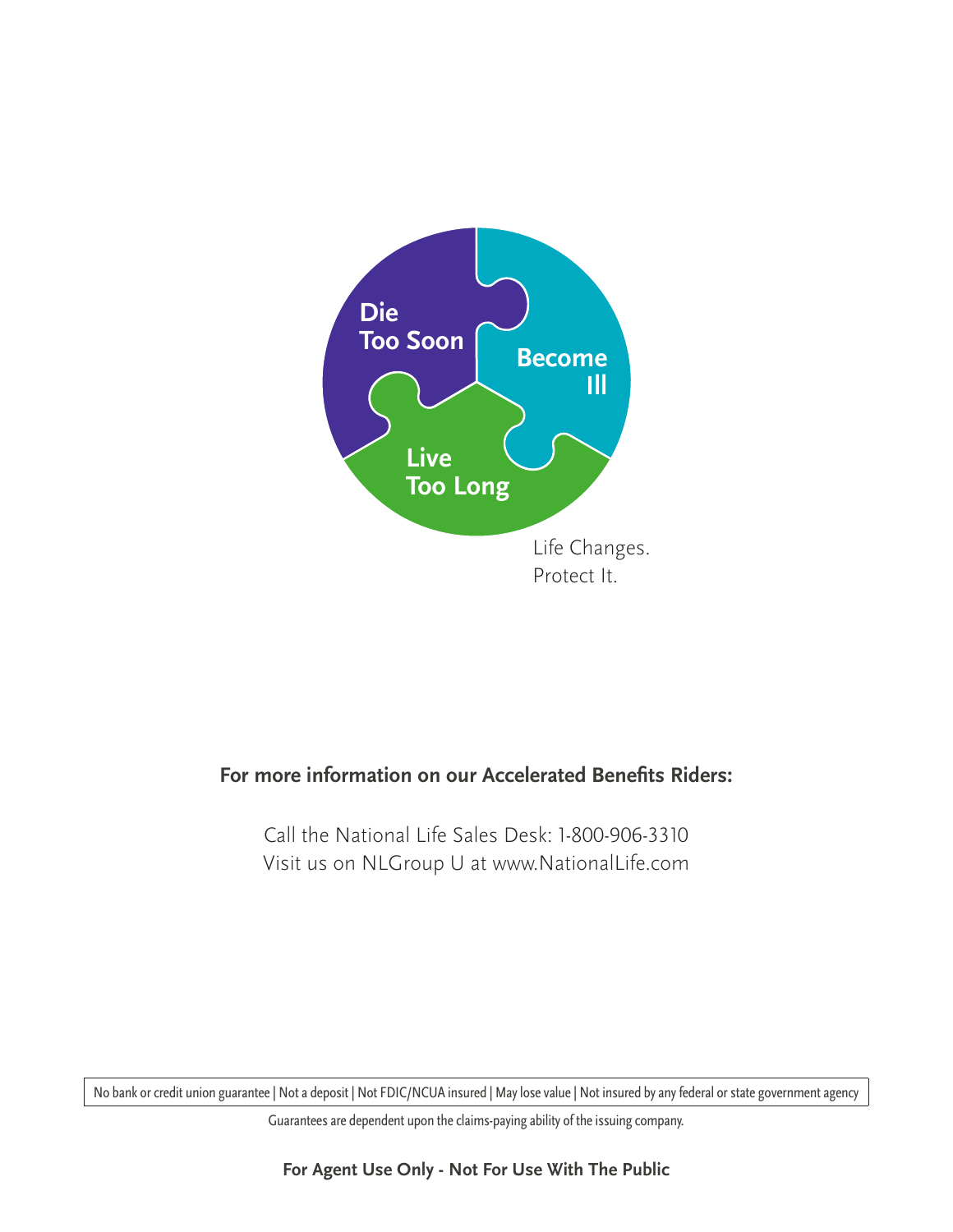Die
Too Soon

Become
Ill

Live
Too Long

Life Changes.
Protect It.

**For more information on our Accelerated Benefits Riders:**

Call the National Life Sales Desk: 1-800-906-3310
Visit us on NLGroup U at www.NationalLife.com

No bank or credit union guarantee | Not a deposit | Not FDIC/NCUA insured | May lose value | Not insured by any federal or state government agency

Guarantees are dependent upon the claims-paying ability of the issuing company.

**For Agent Use Only - Not For Use With The Public**